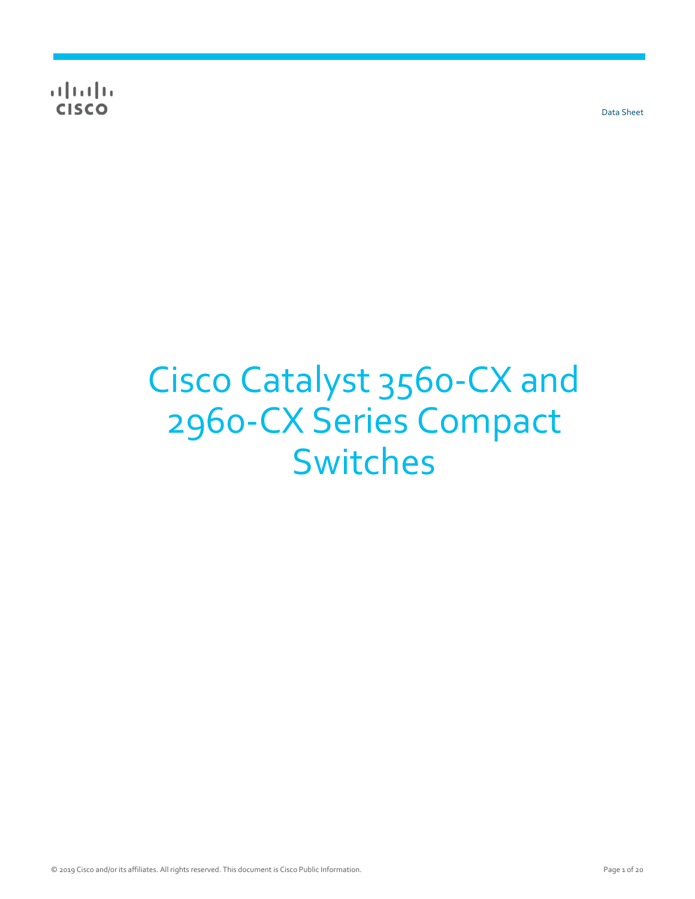Data Sheet

# Cisco Catalyst 3560-CX and 2960-CX Series Compact Switches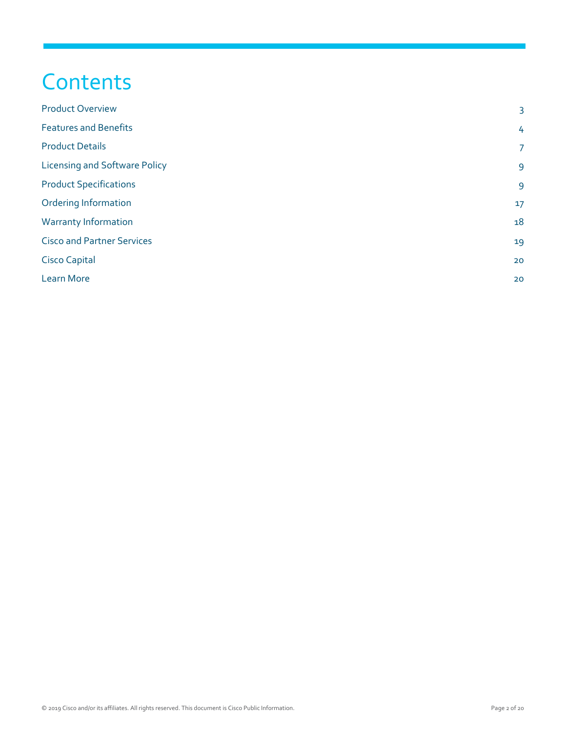# Contents

| | |
|---|---|
| Product Overview | 3 |
| Features and Benefits | 4 |
| Product Details | 7 |
| Licensing and Software Policy | 9 |
| Product Specifications | 9 |
| Ordering Information | 17 |
| Warranty Information | 18 |
| Cisco and Partner Services | 19 |
| Cisco Capital | 20 |
| Learn More | 20 |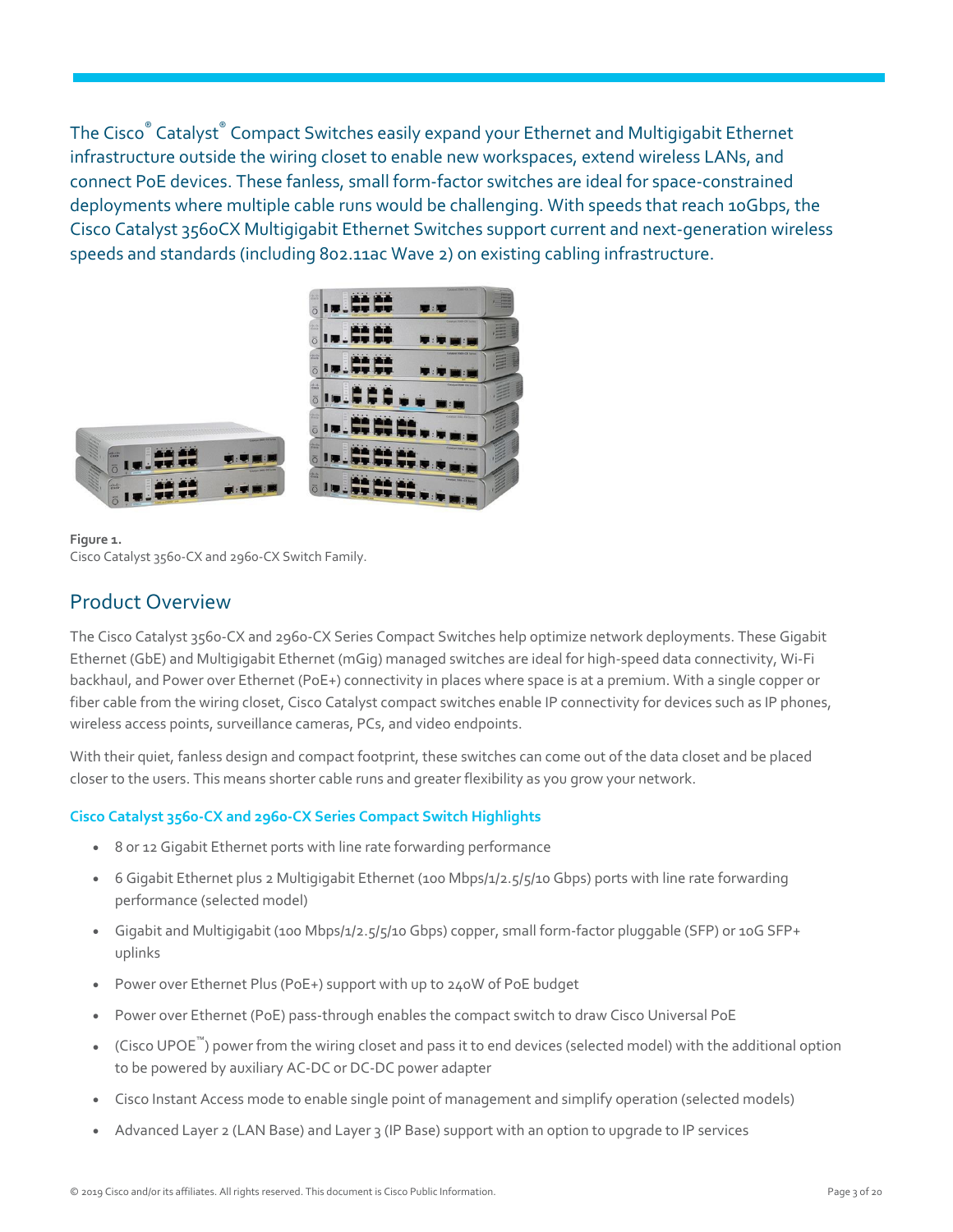The Cisco® Catalyst® Compact Switches easily expand your Ethernet and Multigigabit Ethernet infrastructure outside the wiring closet to enable new workspaces, extend wireless LANs, and connect PoE devices. These fanless, small form-factor switches are ideal for space-constrained deployments where multiple cable runs would be challenging. With speeds that reach 10Gbps, the Cisco Catalyst 3560CX Multigigabit Ethernet Switches support current and next-generation wireless speeds and standards (including 802.11ac Wave 2) on existing cabling infrastructure.

**Figure 1.**
Cisco Catalyst 3560-CX and 2960-CX Switch Family.

## Product Overview

The Cisco Catalyst 3560-CX and 2960-CX Series Compact Switches help optimize network deployments. These Gigabit Ethernet (GbE) and Multigigabit Ethernet (mGig) managed switches are ideal for high-speed data connectivity, Wi-Fi backhaul, and Power over Ethernet (PoE+) connectivity in places where space is at a premium. With a single copper or fiber cable from the wiring closet, Cisco Catalyst compact switches enable IP connectivity for devices such as IP phones, wireless access points, surveillance cameras, PCs, and video endpoints.

With their quiet, fanless design and compact footprint, these switches can come out of the data closet and be placed closer to the users. This means shorter cable runs and greater flexibility as you grow your network.

### Cisco Catalyst 3560-CX and 2960-CX Series Compact Switch Highlights

- 8 or 12 Gigabit Ethernet ports with line rate forwarding performance
- 6 Gigabit Ethernet plus 2 Multigigabit Ethernet (100 Mbps/1/2.5/5/10 Gbps) ports with line rate forwarding performance (selected model)
- Gigabit and Multigigabit (100 Mbps/1/2.5/5/10 Gbps) copper, small form-factor pluggable (SFP) or 10G SFP+ uplinks
- Power over Ethernet Plus (PoE+) support with up to 240W of PoE budget
- Power over Ethernet (PoE) pass-through enables the compact switch to draw Cisco Universal PoE
- (Cisco UPOE™) power from the wiring closet and pass it to end devices (selected model) with the additional option to be powered by auxiliary AC-DC or DC-DC power adapter
- Cisco Instant Access mode to enable single point of management and simplify operation (selected models)
- Advanced Layer 2 (LAN Base) and Layer 3 (IP Base) support with an option to upgrade to IP services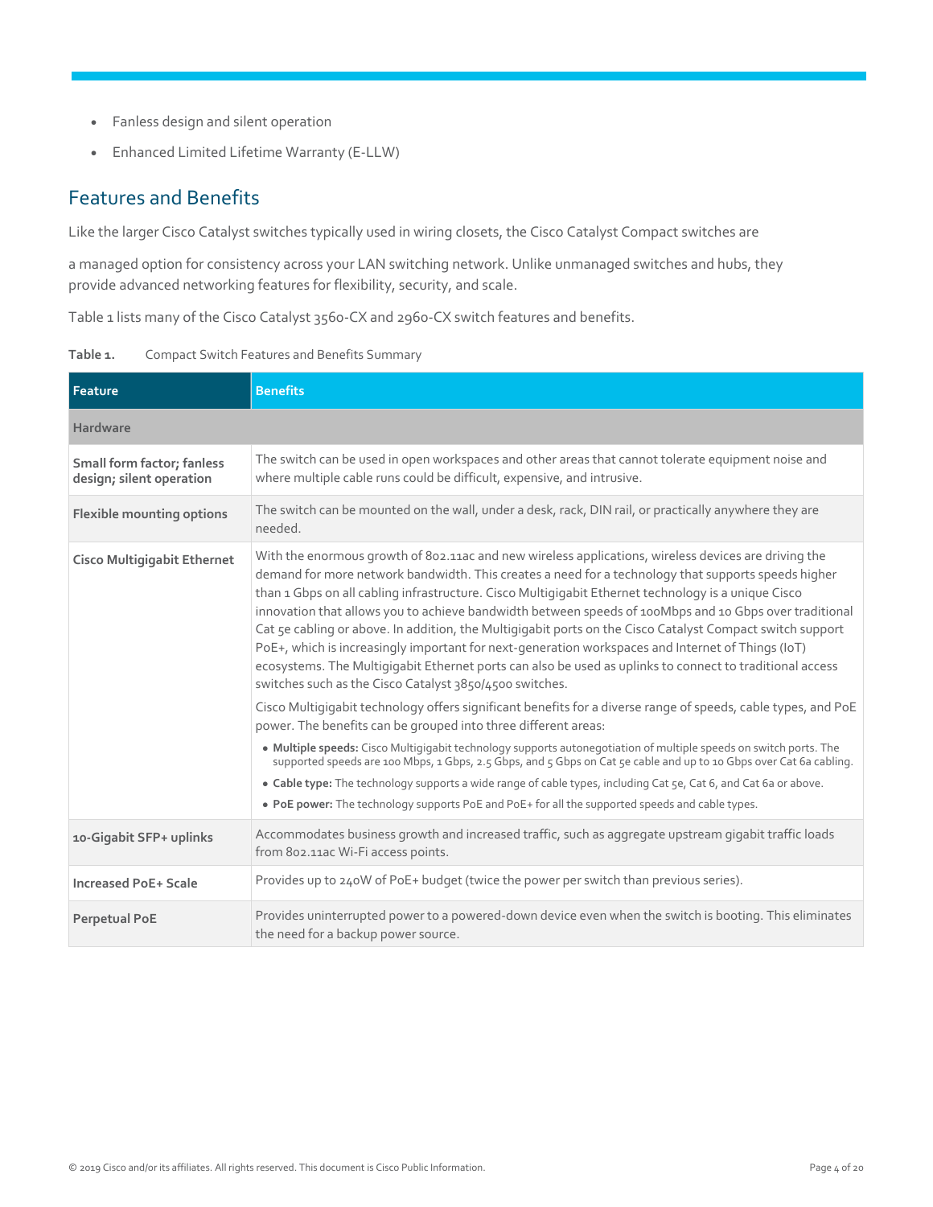- Fanless design and silent operation
- Enhanced Limited Lifetime Warranty (E-LLW)

## Features and Benefits

Like the larger Cisco Catalyst switches typically used in wiring closets, the Cisco Catalyst Compact switches are

a managed option for consistency across your LAN switching network. Unlike unmanaged switches and hubs, they provide advanced networking features for flexibility, security, and scale.

Table 1 lists many of the Cisco Catalyst 3560-CX and 2960-CX switch features and benefits.

**Table 1.** Compact Switch Features and Benefits Summary

| Feature | Benefits |
|---|---|
| **Hardware** | |
| **Small form factor; fanless design; silent operation** | The switch can be used in open workspaces and other areas that cannot tolerate equipment noise and where multiple cable runs could be difficult, expensive, and intrusive. |
| **Flexible mounting options** | The switch can be mounted on the wall, under a desk, rack, DIN rail, or practically anywhere they are needed. |
| **Cisco Multigigabit Ethernet** | With the enormous growth of 802.11ac and new wireless applications, wireless devices are driving the demand for more network bandwidth. This creates a need for a technology that supports speeds higher than 1 Gbps on all cabling infrastructure. Cisco Multigigabit Ethernet technology is a unique Cisco innovation that allows you to achieve bandwidth between speeds of 100Mbps and 10 Gbps over traditional Cat 5e cabling or above. In addition, the Multigigabit ports on the Cisco Catalyst Compact switch support PoE+, which is increasingly important for next-generation workspaces and Internet of Things (IoT) ecosystems. The Multigigabit Ethernet ports can also be used as uplinks to connect to traditional access switches such as the Cisco Catalyst 3850/4500 switches.<br><br>Cisco Multigigabit technology offers significant benefits for a diverse range of speeds, cable types, and PoE power. The benefits can be grouped into three different areas:<br>• **Multiple speeds:** Cisco Multigigabit technology supports autonegotiation of multiple speeds on switch ports. The supported speeds are 100 Mbps, 1 Gbps, 2.5 Gbps, and 5 Gbps on Cat 5e cable and up to 10 Gbps over Cat 6a cabling.<br>• **Cable type:** The technology supports a wide range of cable types, including Cat 5e, Cat 6, and Cat 6a or above.<br>• **PoE power:** The technology supports PoE and PoE+ for all the supported speeds and cable types. |
| **10-Gigabit SFP+ uplinks** | Accommodates business growth and increased traffic, such as aggregate upstream gigabit traffic loads from 802.11ac Wi-Fi access points. |
| **Increased PoE+ Scale** | Provides up to 240W of PoE+ budget (twice the power per switch than previous series). |
| **Perpetual PoE** | Provides uninterrupted power to a powered-down device even when the switch is booting. This eliminates the need for a backup power source. |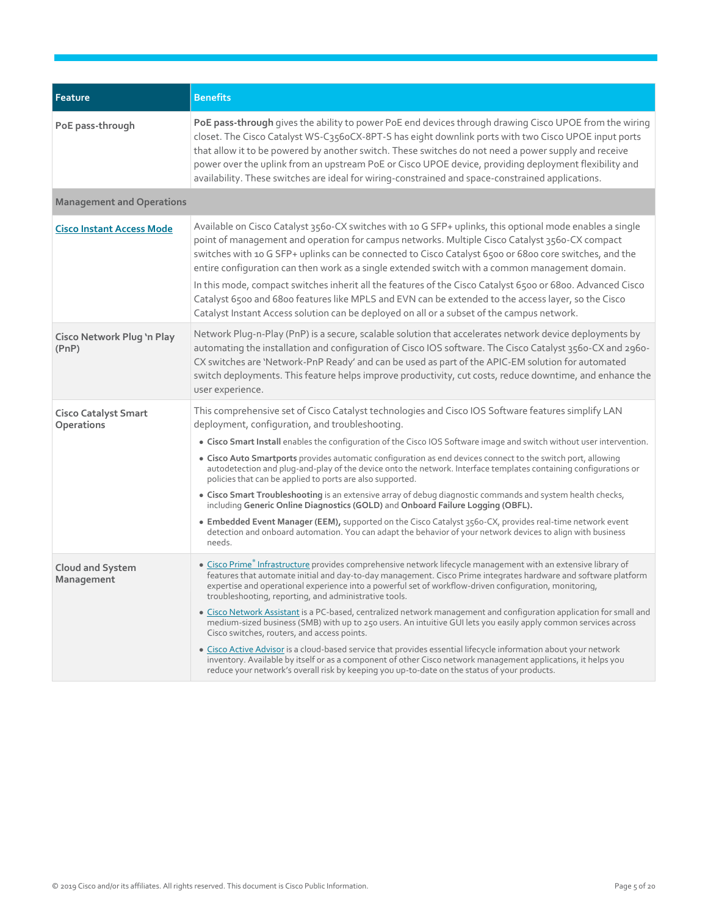| Feature | Benefits |
|---|---|
| PoE pass-through | **PoE pass-through** gives the ability to power PoE end devices through drawing Cisco UPOE from the wiring closet. The Cisco Catalyst WS-C3560CX-8PT-S has eight downlink ports with two Cisco UPOE input ports that allow it to be powered by another switch. These switches do not need a power supply and receive power over the uplink from an upstream PoE or Cisco UPOE device, providing deployment flexibility and availability. These switches are ideal for wiring-constrained and space-constrained applications. |
| **Management and Operations** | |
| Cisco Instant Access Mode | Available on Cisco Catalyst 3560-CX switches with 10 G SFP+ uplinks, this optional mode enables a single point of management and operation for campus networks. Multiple Cisco Catalyst 3560-CX compact switches with 10 G SFP+ uplinks can be connected to Cisco Catalyst 6500 or 6800 core switches, and the entire configuration can then work as a single extended switch with a common management domain.<br><br>In this mode, compact switches inherit all the features of the Cisco Catalyst 6500 or 6800. Advanced Cisco Catalyst 6500 and 6800 features like MPLS and EVN can be extended to the access layer, so the Cisco Catalyst Instant Access solution can be deployed on all or a subset of the campus network. |
| Cisco Network Plug 'n Play (PnP) | Network Plug-n-Play (PnP) is a secure, scalable solution that accelerates network device deployments by automating the installation and configuration of Cisco IOS software. The Cisco Catalyst 3560-CX and 2960-CX switches are 'Network-PnP Ready' and can be used as part of the APIC-EM solution for automated switch deployments. This feature helps improve productivity, cut costs, reduce downtime, and enhance the user experience. |
| Cisco Catalyst Smart Operations | This comprehensive set of Cisco Catalyst technologies and Cisco IOS Software features simplify LAN deployment, configuration, and troubleshooting.<br>• **Cisco Smart Install** enables the configuration of the Cisco IOS Software image and switch without user intervention.<br>• **Cisco Auto Smartports** provides automatic configuration as end devices connect to the switch port, allowing autodetection and plug-and-play of the device onto the network. Interface templates containing configurations or policies that can be applied to ports are also supported.<br>• **Cisco Smart Troubleshooting** is an extensive array of debug diagnostic commands and system health checks, including **Generic Online Diagnostics (GOLD)** and **Onboard Failure Logging (OBFL).**<br>• **Embedded Event Manager (EEM),** supported on the Cisco Catalyst 3560-CX, provides real-time network event detection and onboard automation. You can adapt the behavior of your network devices to align with business needs. |
| Cloud and System Management | • Cisco Prime® Infrastructure provides comprehensive network lifecycle management with an extensive library of features that automate initial and day-to-day management. Cisco Prime integrates hardware and software platform expertise and operational experience into a powerful set of workflow-driven configuration, monitoring, troubleshooting, reporting, and administrative tools.<br>• Cisco Network Assistant is a PC-based, centralized network management and configuration application for small and medium-sized business (SMB) with up to 250 users. An intuitive GUI lets you easily apply common services across Cisco switches, routers, and access points.<br>• Cisco Active Advisor is a cloud-based service that provides essential lifecycle information about your network inventory. Available by itself or as a component of other Cisco network management applications, it helps you reduce your network's overall risk by keeping you up-to-date on the status of your products. |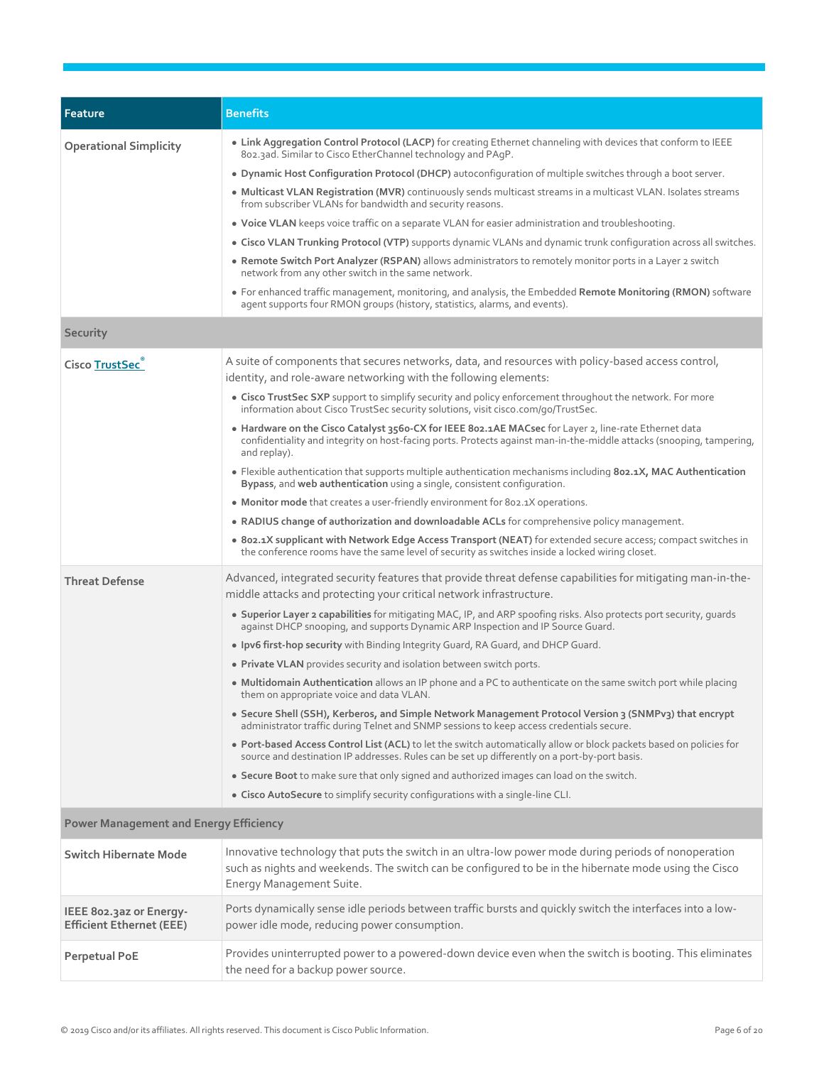| Feature | Benefits |
| --- | --- |
| **Operational Simplicity** | • **Link Aggregation Control Protocol (LACP)** for creating Ethernet channeling with devices that conform to IEEE 802.3ad. Similar to Cisco EtherChannel technology and PAgP.<br>• **Dynamic Host Configuration Protocol (DHCP)** autoconfiguration of multiple switches through a boot server.<br>• **Multicast VLAN Registration (MVR)** continuously sends multicast streams in a multicast VLAN. Isolates streams from subscriber VLANs for bandwidth and security reasons.<br>• **Voice VLAN** keeps voice traffic on a separate VLAN for easier administration and troubleshooting.<br>• **Cisco VLAN Trunking Protocol (VTP)** supports dynamic VLANs and dynamic trunk configuration across all switches.<br>• **Remote Switch Port Analyzer (RSPAN)** allows administrators to remotely monitor ports in a Layer 2 switch network from any other switch in the same network.<br>• For enhanced traffic management, monitoring, and analysis, the Embedded **Remote Monitoring (RMON)** software agent supports four RMON groups (history, statistics, alarms, and events). |
| **Security** | |
| **Cisco TrustSec®** | A suite of components that secures networks, data, and resources with policy-based access control, identity, and role-aware networking with the following elements:<br>• **Cisco TrustSec SXP** support to simplify security and policy enforcement throughout the network. For more information about Cisco TrustSec security solutions, visit cisco.com/go/TrustSec.<br>• **Hardware on the Cisco Catalyst 3560-CX for IEEE 802.1AE MACsec** for Layer 2, line-rate Ethernet data confidentiality and integrity on host-facing ports. Protects against man-in-the-middle attacks (snooping, tampering, and replay).<br>• Flexible authentication that supports multiple authentication mechanisms including **802.1X, MAC Authentication Bypass**, and **web authentication** using a single, consistent configuration.<br>• **Monitor mode** that creates a user-friendly environment for 802.1X operations.<br>• **RADIUS change of authorization and downloadable ACLs** for comprehensive policy management.<br>• **802.1X supplicant with Network Edge Access Transport (NEAT)** for extended secure access; compact switches in the conference rooms have the same level of security as switches inside a locked wiring closet. |
| **Threat Defense** | Advanced, integrated security features that provide threat defense capabilities for mitigating man-in-the-middle attacks and protecting your critical network infrastructure.<br>• **Superior Layer 2 capabilities** for mitigating MAC, IP, and ARP spoofing risks. Also protects port security, guards against DHCP snooping, and supports Dynamic ARP Inspection and IP Source Guard.<br>• **Ipv6 first-hop security** with Binding Integrity Guard, RA Guard, and DHCP Guard.<br>• **Private VLAN** provides security and isolation between switch ports.<br>• **Multidomain Authentication** allows an IP phone and a PC to authenticate on the same switch port while placing them on appropriate voice and data VLAN.<br>• **Secure Shell (SSH), Kerberos, and Simple Network Management Protocol Version 3 (SNMPv3) that encrypt** administrator traffic during Telnet and SNMP sessions to keep access credentials secure.<br>• **Port-based Access Control List (ACL)** to let the switch automatically allow or block packets based on policies for source and destination IP addresses. Rules can be set up differently on a port-by-port basis.<br>• **Secure Boot** to make sure that only signed and authorized images can load on the switch.<br>• **Cisco AutoSecure** to simplify security configurations with a single-line CLI. |
| **Power Management and Energy Efficiency** | |
| **Switch Hibernate Mode** | Innovative technology that puts the switch in an ultra-low power mode during periods of nonoperation such as nights and weekends. The switch can be configured to be in the hibernate mode using the Cisco Energy Management Suite. |
| **IEEE 802.3az or Energy-Efficient Ethernet (EEE)** | Ports dynamically sense idle periods between traffic bursts and quickly switch the interfaces into a low-power idle mode, reducing power consumption. |
| **Perpetual PoE** | Provides uninterrupted power to a powered-down device even when the switch is booting. This eliminates the need for a backup power source. |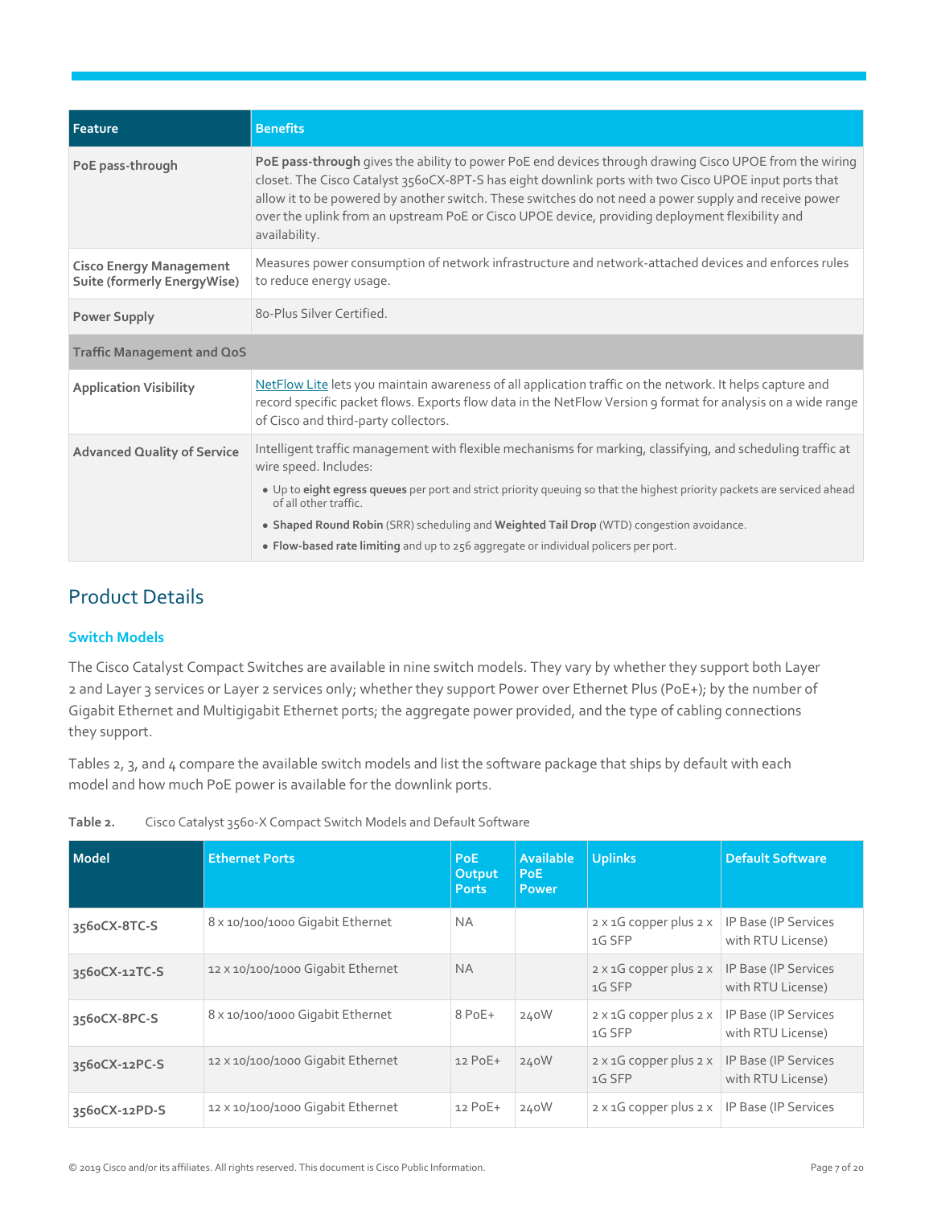| Feature | Benefits |
| --- | --- |
| PoE pass-through | **PoE pass-through** gives the ability to power PoE end devices through drawing Cisco UPOE from the wiring closet. The Cisco Catalyst 3560CX-8PT-S has eight downlink ports with two Cisco UPOE input ports that allow it to be powered by another switch. These switches do not need a power supply and receive power over the uplink from an upstream PoE or Cisco UPOE device, providing deployment flexibility and availability. |
| Cisco Energy Management Suite (formerly EnergyWise) | Measures power consumption of network infrastructure and network-attached devices and enforces rules to reduce energy usage. |
| Power Supply | 80-Plus Silver Certified. |
| **Traffic Management and QoS** | |
| Application Visibility | NetFlow Lite lets you maintain awareness of all application traffic on the network. It helps capture and record specific packet flows. Exports flow data in the NetFlow Version 9 format for analysis on a wide range of Cisco and third-party collectors. |
| Advanced Quality of Service | Intelligent traffic management with flexible mechanisms for marking, classifying, and scheduling traffic at wire speed. Includes:<br>• Up to **eight egress queues** per port and strict priority queuing so that the highest priority packets are serviced ahead of all other traffic.<br>• **Shaped Round Robin** (SRR) scheduling and **Weighted Tail Drop** (WTD) congestion avoidance.<br>• **Flow-based rate limiting** and up to 256 aggregate or individual policers per port. |

## Product Details

### Switch Models

The Cisco Catalyst Compact Switches are available in nine switch models. They vary by whether they support both Layer 2 and Layer 3 services or Layer 2 services only; whether they support Power over Ethernet Plus (PoE+); by the number of Gigabit Ethernet and Multigigabit Ethernet ports; the aggregate power provided, and the type of cabling connections they support.

Tables 2, 3, and 4 compare the available switch models and list the software package that ships by default with each model and how much PoE power is available for the downlink ports.

**Table 2.** Cisco Catalyst 3560-X Compact Switch Models and Default Software

| Model | Ethernet Ports | PoE Output Ports | Available PoE Power | Uplinks | Default Software |
| --- | --- | --- | --- | --- | --- |
| 3560CX-8TC-S | 8 x 10/100/1000 Gigabit Ethernet | NA | | 2 x 1G copper plus 2 x 1G SFP | IP Base (IP Services with RTU License) |
| 3560CX-12TC-S | 12 x 10/100/1000 Gigabit Ethernet | NA | | 2 x 1G copper plus 2 x 1G SFP | IP Base (IP Services with RTU License) |
| 3560CX-8PC-S | 8 x 10/100/1000 Gigabit Ethernet | 8 PoE+ | 240W | 2 x 1G copper plus 2 x 1G SFP | IP Base (IP Services with RTU License) |
| 3560CX-12PC-S | 12 x 10/100/1000 Gigabit Ethernet | 12 PoE+ | 240W | 2 x 1G copper plus 2 x 1G SFP | IP Base (IP Services with RTU License) |
| 3560CX-12PD-S | 12 x 10/100/1000 Gigabit Ethernet | 12 PoE+ | 240W | 2 x 1G copper plus 2 x | IP Base (IP Services |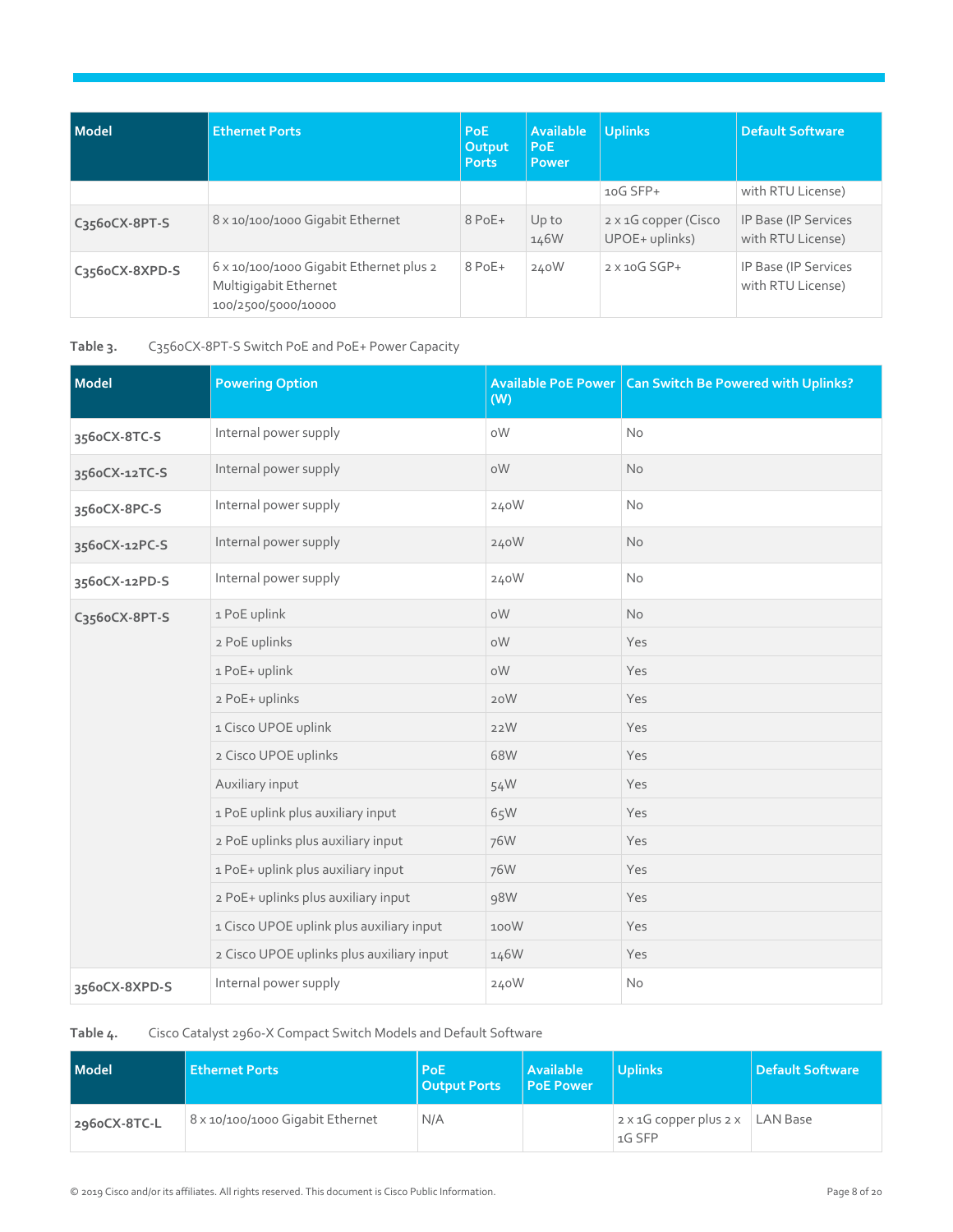| Model | Ethernet Ports | PoE Output Ports | Available PoE Power | Uplinks | Default Software |
|---|---|---|---|---|---|
| | | | | 10G SFP+ | with RTU License) |
| C3560CX-8PT-S | 8 x 10/100/1000 Gigabit Ethernet | 8 PoE+ | Up to 146W | 2 x 1G copper (Cisco UPOE+ uplinks) | IP Base (IP Services with RTU License) |
| C3560CX-8XPD-S | 6 x 10/100/1000 Gigabit Ethernet plus 2 Multigigabit Ethernet 100/2500/5000/10000 | 8 PoE+ | 240W | 2 x 10G SGP+ | IP Base (IP Services with RTU License) |

**Table 3.** C3560CX-8PT-S Switch PoE and PoE+ Power Capacity

| Model | Powering Option | Available PoE Power (W) | Can Switch Be Powered with Uplinks? |
|---|---|---|---|
| 3560CX-8TC-S | Internal power supply | 0W | No |
| 3560CX-12TC-S | Internal power supply | 0W | No |
| 3560CX-8PC-S | Internal power supply | 240W | No |
| 3560CX-12PC-S | Internal power supply | 240W | No |
| 3560CX-12PD-S | Internal power supply | 240W | No |
| C3560CX-8PT-S | 1 PoE uplink | 0W | No |
| | 2 PoE uplinks | 0W | Yes |
| | 1 PoE+ uplink | 0W | Yes |
| | 2 PoE+ uplinks | 20W | Yes |
| | 1 Cisco UPOE uplink | 22W | Yes |
| | 2 Cisco UPOE uplinks | 68W | Yes |
| | Auxiliary input | 54W | Yes |
| | 1 PoE uplink plus auxiliary input | 65W | Yes |
| | 2 PoE uplinks plus auxiliary input | 76W | Yes |
| | 1 PoE+ uplink plus auxiliary input | 76W | Yes |
| | 2 PoE+ uplinks plus auxiliary input | 98W | Yes |
| | 1 Cisco UPOE uplink plus auxiliary input | 100W | Yes |
| | 2 Cisco UPOE uplinks plus auxiliary input | 146W | Yes |
| 3560CX-8XPD-S | Internal power supply | 240W | No |

**Table 4.** Cisco Catalyst 2960-X Compact Switch Models and Default Software

| Model | Ethernet Ports | PoE Output Ports | Available PoE Power | Uplinks | Default Software |
|---|---|---|---|---|---|
| 2960CX-8TC-L | 8 x 10/100/1000 Gigabit Ethernet | N/A | | 2 x 1G copper plus 2 x 1G SFP | LAN Base |

© 2019 Cisco and/or its affiliates. All rights reserved. This document is Cisco Public Information.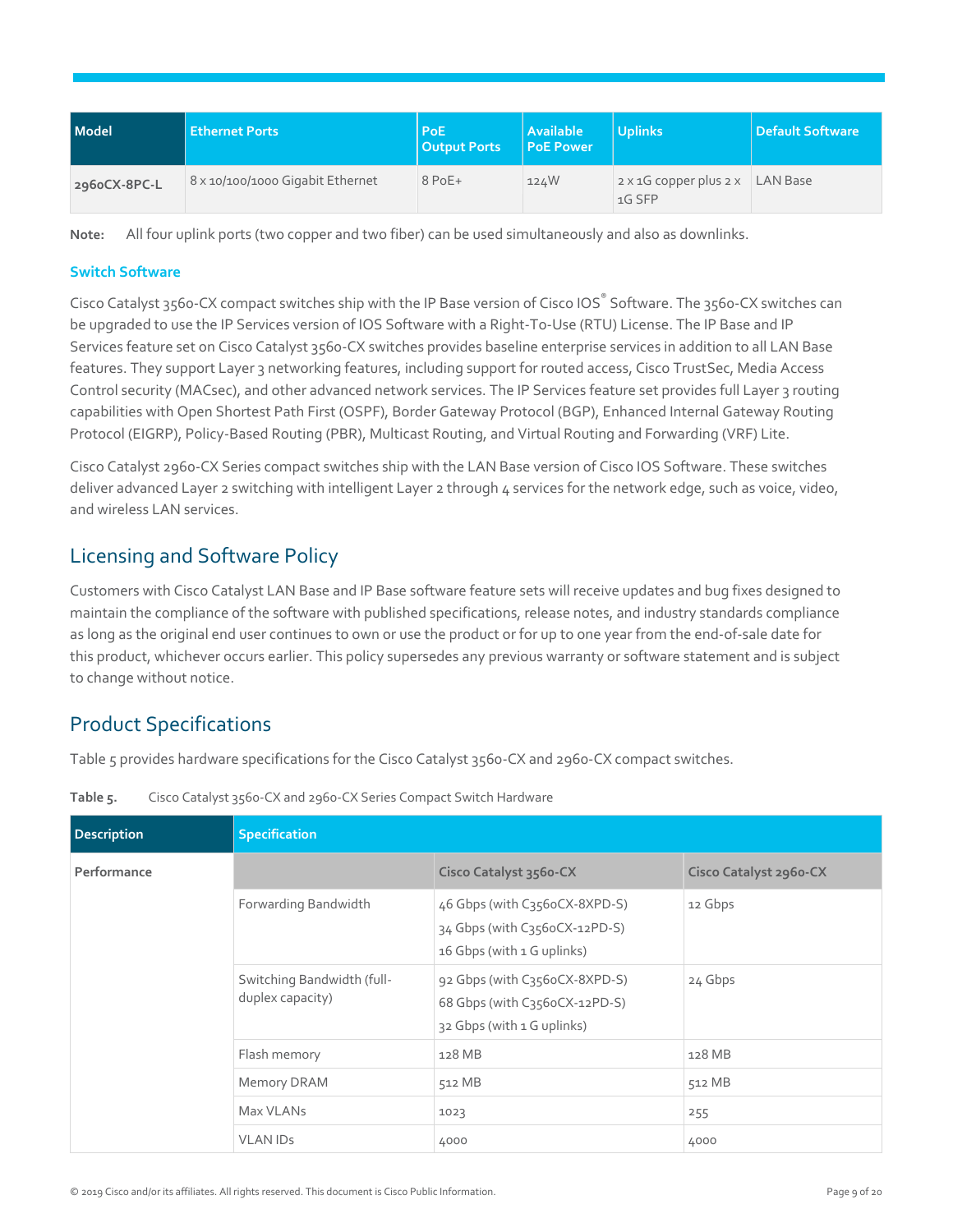| Model | Ethernet Ports | PoE Output Ports | Available PoE Power | Uplinks | Default Software |
|---|---|---|---|---|---|
| **2960CX-8PC-L** | 8 x 10/100/1000 Gigabit Ethernet | 8 PoE+ | 124W | 2 x 1G copper plus 2 x 1G SFP | LAN Base |

**Note:** All four uplink ports (two copper and two fiber) can be used simultaneously and also as downlinks.

### Switch Software

Cisco Catalyst 3560-CX compact switches ship with the IP Base version of Cisco IOS® Software. The 3560-CX switches can be upgraded to use the IP Services version of IOS Software with a Right-To-Use (RTU) License. The IP Base and IP Services feature set on Cisco Catalyst 3560-CX switches provides baseline enterprise services in addition to all LAN Base features. They support Layer 3 networking features, including support for routed access, Cisco TrustSec, Media Access Control security (MACsec), and other advanced network services. The IP Services feature set provides full Layer 3 routing capabilities with Open Shortest Path First (OSPF), Border Gateway Protocol (BGP), Enhanced Internal Gateway Routing Protocol (EIGRP), Policy-Based Routing (PBR), Multicast Routing, and Virtual Routing and Forwarding (VRF) Lite.

Cisco Catalyst 2960-CX Series compact switches ship with the LAN Base version of Cisco IOS Software. These switches deliver advanced Layer 2 switching with intelligent Layer 2 through 4 services for the network edge, such as voice, video, and wireless LAN services.

## Licensing and Software Policy

Customers with Cisco Catalyst LAN Base and IP Base software feature sets will receive updates and bug fixes designed to maintain the compliance of the software with published specifications, release notes, and industry standards compliance as long as the original end user continues to own or use the product or for up to one year from the end-of-sale date for this product, whichever occurs earlier. This policy supersedes any previous warranty or software statement and is subject to change without notice.

## Product Specifications

Table 5 provides hardware specifications for the Cisco Catalyst 3560-CX and 2960-CX compact switches.

**Table 5.** Cisco Catalyst 3560-CX and 2960-CX Series Compact Switch Hardware

| Description | Specification | | |
|---|---|---|---|
| **Performance** | | **Cisco Catalyst 3560-CX** | **Cisco Catalyst 2960-CX** |
| | Forwarding Bandwidth | 46 Gbps (with C3560CX-8XPD-S)<br>34 Gbps (with C3560CX-12PD-S)<br>16 Gbps (with 1 G uplinks) | 12 Gbps |
| | Switching Bandwidth (full-duplex capacity) | 92 Gbps (with C3560CX-8XPD-S)<br>68 Gbps (with C3560CX-12PD-S)<br>32 Gbps (with 1 G uplinks) | 24 Gbps |
| | Flash memory | 128 MB | 128 MB |
| | Memory DRAM | 512 MB | 512 MB |
| | Max VLANs | 1023 | 255 |
| | VLAN IDs | 4000 | 4000 |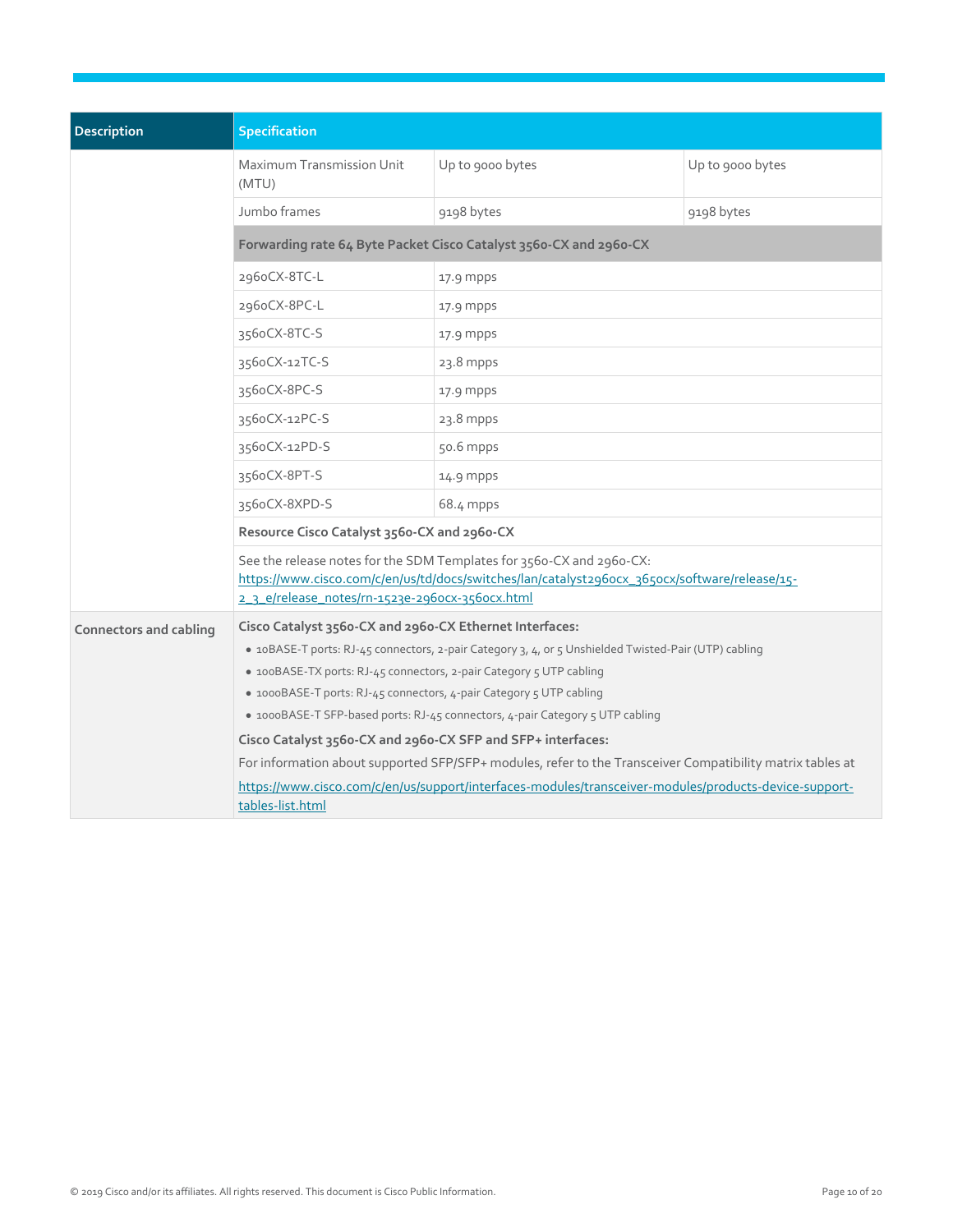| Description | Specification | | |
|---|---|---|---|
| | Maximum Transmission Unit (MTU) | Up to 9000 bytes | Up to 9000 bytes |
| | Jumbo frames | 9198 bytes | 9198 bytes |
| | **Forwarding rate 64 Byte Packet Cisco Catalyst 3560-CX and 2960-CX** | | |
| | 2960CX-8TC-L | 17.9 mpps | |
| | 2960CX-8PC-L | 17.9 mpps | |
| | 3560CX-8TC-S | 17.9 mpps | |
| | 3560CX-12TC-S | 23.8 mpps | |
| | 3560CX-8PC-S | 17.9 mpps | |
| | 3560CX-12PC-S | 23.8 mpps | |
| | 3560CX-12PD-S | 50.6 mpps | |
| | 3560CX-8PT-S | 14.9 mpps | |
| | 3560CX-8XPD-S | 68.4 mpps | |
| | **Resource Cisco Catalyst 3560-CX and 2960-CX** | | |
| | See the release notes for the SDM Templates for 3560-CX and 2960-CX: https://www.cisco.com/c/en/us/td/docs/switches/lan/catalyst2960cx_3650cx/software/release/15-2_3_e/release_notes/rn-1523e-2960cx-3560cx.html | | |
| Connectors and cabling | **Cisco Catalyst 3560-CX and 2960-CX Ethernet Interfaces:** • 10BASE-T ports: RJ-45 connectors, 2-pair Category 3, 4, or 5 Unshielded Twisted-Pair (UTP) cabling • 100BASE-TX ports: RJ-45 connectors, 2-pair Category 5 UTP cabling • 1000BASE-T ports: RJ-45 connectors, 4-pair Category 5 UTP cabling • 1000BASE-T SFP-based ports: RJ-45 connectors, 4-pair Category 5 UTP cabling **Cisco Catalyst 3560-CX and 2960-CX SFP and SFP+ interfaces:** For information about supported SFP/SFP+ modules, refer to the Transceiver Compatibility matrix tables at https://www.cisco.com/c/en/us/support/interfaces-modules/transceiver-modules/products-device-support-tables-list.html | | |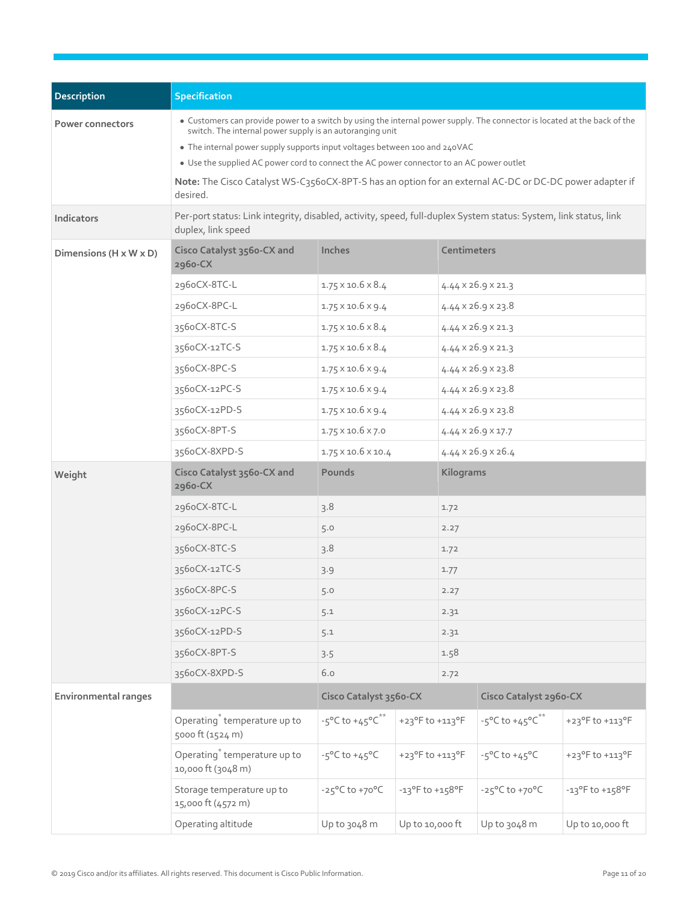| Description | Specification | | | |
|---|---|---|---|---|
| Power connectors | • Customers can provide power to a switch by using the internal power supply. The connector is located at the back of the switch. The internal power supply is an autoranging unit<br>• The internal power supply supports input voltages between 100 and 240VAC<br>• Use the supplied AC power cord to connect the AC power connector to an AC power outlet<br>**Note:** The Cisco Catalyst WS-C3560CX-8PT-S has an option for an external AC-DC or DC-DC power adapter if desired. | | | |
| Indicators | Per-port status: Link integrity, disabled, activity, speed, full-duplex System status: System, link status, link duplex, link speed | | | |
| Dimensions (H x W x D) | **Cisco Catalyst 3560-CX and 2960-CX** | **Inches** | **Centimeters** | |
| | 2960CX-8TC-L | 1.75 x 10.6 x 8.4 | 4.44 x 26.9 x 21.3 | |
| | 2960CX-8PC-L | 1.75 x 10.6 x 9.4 | 4.44 x 26.9 x 23.8 | |
| | 3560CX-8TC-S | 1.75 x 10.6 x 8.4 | 4.44 x 26.9 x 21.3 | |
| | 3560CX-12TC-S | 1.75 x 10.6 x 8.4 | 4.44 x 26.9 x 21.3 | |
| | 3560CX-8PC-S | 1.75 x 10.6 x 9.4 | 4.44 x 26.9 x 23.8 | |
| | 3560CX-12PC-S | 1.75 x 10.6 x 9.4 | 4.44 x 26.9 x 23.8 | |
| | 3560CX-12PD-S | 1.75 x 10.6 x 9.4 | 4.44 x 26.9 x 23.8 | |
| | 3560CX-8PT-S | 1.75 x 10.6 x 7.0 | 4.44 x 26.9 x 17.7 | |
| | 3560CX-8XPD-S | 1.75 x 10.6 x 10.4 | 4.44 x 26.9 x 26.4 | |
| Weight | **Cisco Catalyst 3560-CX and 2960-CX** | **Pounds** | **Kilograms** | |
| | 2960CX-8TC-L | 3.8 | 1.72 | |
| | 2960CX-8PC-L | 5.0 | 2.27 | |
| | 3560CX-8TC-S | 3.8 | 1.72 | |
| | 3560CX-12TC-S | 3.9 | 1.77 | |
| | 3560CX-8PC-S | 5.0 | 2.27 | |
| | 3560CX-12PC-S | 5.1 | 2.31 | |
| | 3560CX-12PD-S | 5.1 | 2.31 | |
| | 3560CX-8PT-S | 3.5 | 1.58 | |
| | 3560CX-8XPD-S | 6.0 | 2.72 | |

| Environmental ranges | | Cisco Catalyst 3560-CX | | Cisco Catalyst 2960-CX | |
|---|---|---|---|---|---|
| | Operating* temperature up to 5000 ft (1524 m) | -5°C to +45°C** | +23°F to +113°F | -5°C to +45°C** | +23°F to +113°F |
| | Operating* temperature up to 10,000 ft (3048 m) | -5°C to +45°C | +23°F to +113°F | -5°C to +45°C | +23°F to +113°F |
| | Storage temperature up to 15,000 ft (4572 m) | -25°C to +70°C | -13°F to +158°F | -25°C to +70°C | -13°F to +158°F |
| | Operating altitude | Up to 3048 m | Up to 10,000 ft | Up to 3048 m | Up to 10,000 ft |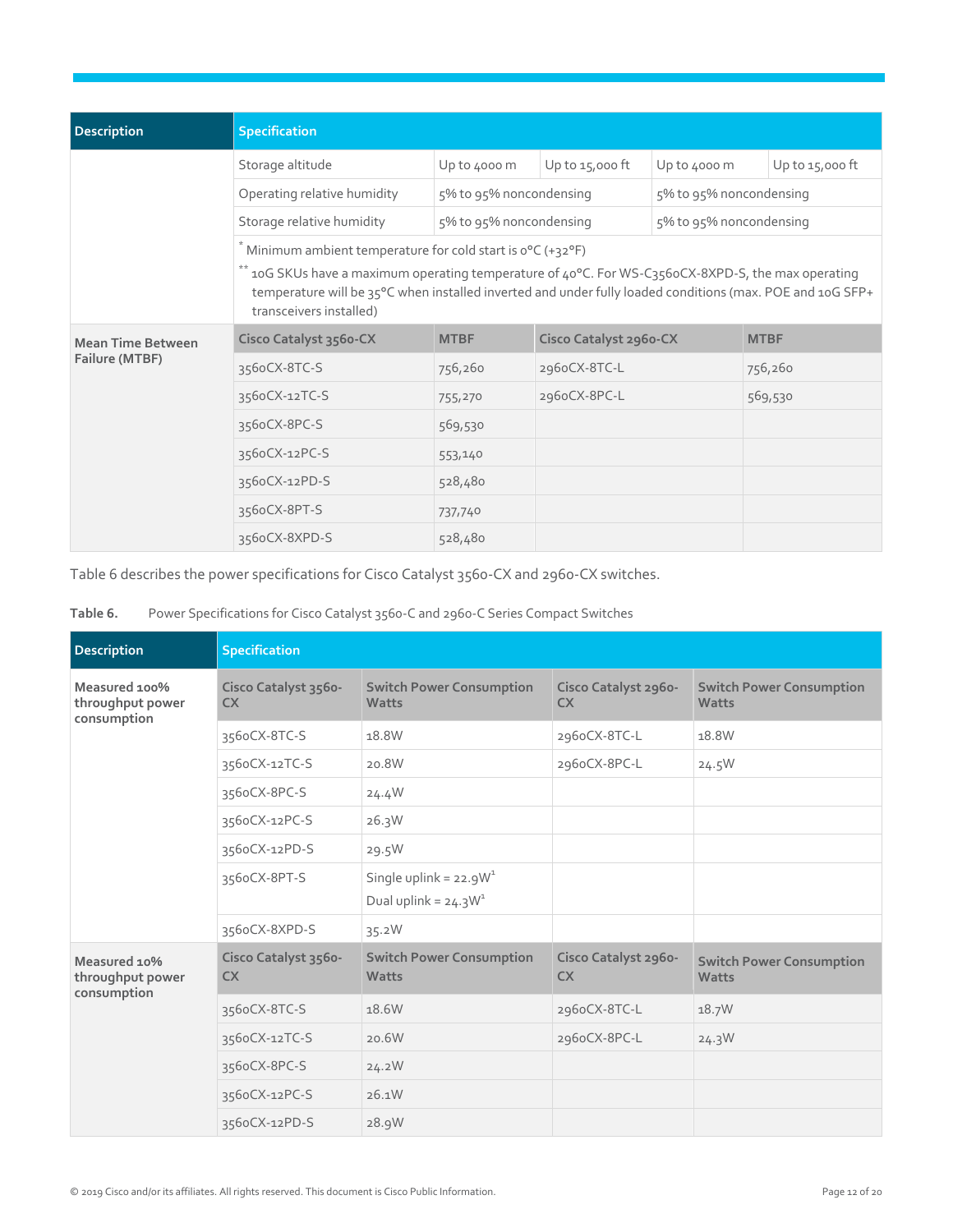| Description | Specification | | | | |
|---|---|---|---|---|---|
| | Storage altitude | Up to 4000 m | Up to 15,000 ft | Up to 4000 m | Up to 15,000 ft |
| | Operating relative humidity | 5% to 95% noncondensing | | 5% to 95% noncondensing | |
| | Storage relative humidity | 5% to 95% noncondensing | | 5% to 95% noncondensing | |
| | * Minimum ambient temperature for cold start is 0°C (+32°F)<br>** 10G SKUs have a maximum operating temperature of 40°C. For WS-C3560CX-8XPD-S, the max operating temperature will be 35°C when installed inverted and under fully loaded conditions (max. POE and 10G SFP+ transceivers installed) | | | | |
| **Mean Time Between Failure (MTBF)** | **Cisco Catalyst 3560-CX** | **MTBF** | **Cisco Catalyst 2960-CX** | **MTBF** | |
| | 3560CX-8TC-S | 756,260 | 2960CX-8TC-L | 756,260 | |
| | 3560CX-12TC-S | 755,270 | 2960CX-8PC-L | 569,530 | |
| | 3560CX-8PC-S | 569,530 | | | |
| | 3560CX-12PC-S | 553,140 | | | |
| | 3560CX-12PD-S | 528,480 | | | |
| | 3560CX-8PT-S | 737,740 | | | |
| | 3560CX-8XPD-S | 528,480 | | | |

Table 6 describes the power specifications for Cisco Catalyst 3560-CX and 2960-CX switches.

**Table 6.** Power Specifications for Cisco Catalyst 3560-C and 2960-C Series Compact Switches

| Description | Specification | | | |
|---|---|---|---|---|
| **Measured 100% throughput power consumption** | **Cisco Catalyst 3560-CX** | **Switch Power Consumption Watts** | **Cisco Catalyst 2960-CX** | **Switch Power Consumption Watts** |
| | 3560CX-8TC-S | 18.8W | 2960CX-8TC-L | 18.8W |
| | 3560CX-12TC-S | 20.8W | 2960CX-8PC-L | 24.5W |
| | 3560CX-8PC-S | 24.4W | | |
| | 3560CX-12PC-S | 26.3W | | |
| | 3560CX-12PD-S | 29.5W | | |
| | 3560CX-8PT-S | Single uplink = 22.9W[1]<br>Dual uplink = 24.3W[1] | | |
| | 3560CX-8XPD-S | 35.2W | | |
| **Measured 10% throughput power consumption** | **Cisco Catalyst 3560-CX** | **Switch Power Consumption Watts** | **Cisco Catalyst 2960-CX** | **Switch Power Consumption Watts** |
| | 3560CX-8TC-S | 18.6W | 2960CX-8TC-L | 18.7W |
| | 3560CX-12TC-S | 20.6W | 2960CX-8PC-L | 24.3W |
| | 3560CX-8PC-S | 24.2W | | |
| | 3560CX-12PC-S | 26.1W | | |
| | 3560CX-12PD-S | 28.9W | | |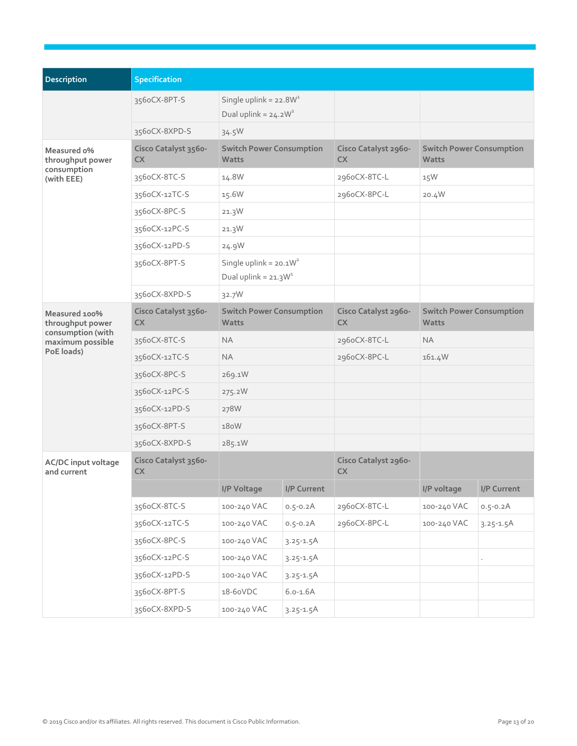| Description | Specification | | | | | |
|---|---|---|---|---|---|---|
| | 3560CX-8PT-S | Single uplink = 22.8W[1] Dual uplink = 24.2W[1] | | | | |
| | 3560CX-8XPD-S | 34.5W | | | | |
| Measured 0% throughput power consumption (with EEE) | Cisco Catalyst 3560-CX | Switch Power Consumption Watts | | Cisco Catalyst 2960-CX | Switch Power Consumption Watts | |
| | 3560CX-8TC-S | 14.8W | | 2960CX-8TC-L | 15W | |
| | 3560CX-12TC-S | 15.6W | | 2960CX-8PC-L | 20.4W | |
| | 3560CX-8PC-S | 21.3W | | | | |
| | 3560CX-12PC-S | 21.3W | | | | |
| | 3560CX-12PD-S | 24.9W | | | | |
| | 3560CX-8PT-S | Single uplink = 20.1W[1] Dual uplink = 21.3W[1] | | | | |
| | 3560CX-8XPD-S | 32.7W | | | | |
| Measured 100% throughput power consumption (with maximum possible PoE loads) | Cisco Catalyst 3560-CX | Switch Power Consumption Watts | | Cisco Catalyst 2960-CX | Switch Power Consumption Watts | |
| | 3560CX-8TC-S | NA | | 2960CX-8TC-L | NA | |
| | 3560CX-12TC-S | NA | | 2960CX-8PC-L | 161.4W | |
| | 3560CX-8PC-S | 269.1W | | | | |
| | 3560CX-12PC-S | 275.2W | | | | |
| | 3560CX-12PD-S | 278W | | | | |
| | 3560CX-8PT-S | 180W | | | | |
| | 3560CX-8XPD-S | 285.1W | | | | |
| AC/DC input voltage and current | Cisco Catalyst 3560-CX | | | Cisco Catalyst 2960-CX | | |
| | | I/P Voltage | I/P Current | | I/P voltage | I/P Current |
| | 3560CX-8TC-S | 100-240 VAC | 0.5-0.2A | 2960CX-8TC-L | 100-240 VAC | 0.5-0.2A |
| | 3560CX-12TC-S | 100-240 VAC | 0.5-0.2A | 2960CX-8PC-L | 100-240 VAC | 3.25-1.5A |
| | 3560CX-8PC-S | 100-240 VAC | 3.25-1.5A | | | |
| | 3560CX-12PC-S | 100-240 VAC | 3.25-1.5A | | | . |
| | 3560CX-12PD-S | 100-240 VAC | 3.25-1.5A | | | |
| | 3560CX-8PT-S | 18-60VDC | 6.0-1.6A | | | |
| | 3560CX-8XPD-S | 100-240 VAC | 3.25-1.5A | | | |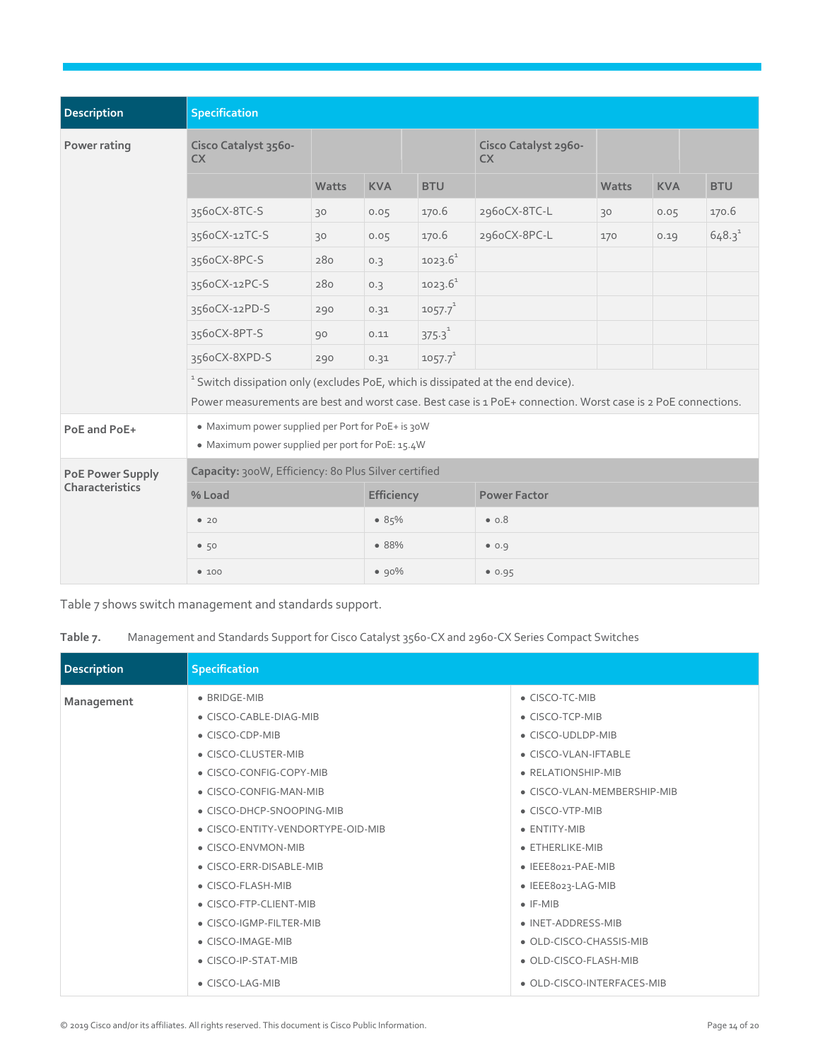| Description | Specification | | | | | | |
| --- | --- | --- | --- | --- | --- | --- | --- |
| Power rating | Cisco Catalyst 3560-CX | | | Cisco Catalyst 2960-CX | | | |
| | | Watts | KVA | BTU | | Watts | KVA | BTU |
| | 3560CX-8TC-S | 30 | 0.05 | 170.6 | 2960CX-8TC-L | 30 | 0.05 | 170.6 |
| | 3560CX-12TC-S | 30 | 0.05 | 170.6 | 2960CX-8PC-L | 170 | 0.19 | 648.3[1] |
| | 3560CX-8PC-S | 280 | 0.3 | 1023.6[1] | | | | |
| | 3560CX-12PC-S | 280 | 0.3 | 1023.6[1] | | | | |
| | 3560CX-12PD-S | 290 | 0.31 | 1057.7[1] | | | | |
| | 3560CX-8PT-S | 90 | 0.11 | 375.3[1] | | | | |
| | 3560CX-8XPD-S | 290 | 0.31 | 1057.7[1] | | | | |
| | [1] Switch dissipation only (excludes PoE, which is dissipated at the end device).<br>Power measurements are best and worst case. Best case is 1 PoE+ connection. Worst case is 2 PoE connections. | | | | | | | |
| PoE and PoE+ | • Maximum power supplied per Port for PoE+ is 30W<br>• Maximum power supplied per port for PoE: 15.4W | | | | | | | |
| PoE Power Supply Characteristics | **Capacity:** 300W, Efficiency: 80 Plus Silver certified | | | | | | | |
| | % Load | | Efficiency | | Power Factor | | | |
| | • 20 | | • 85% | | • 0.8 | | | |
| | • 50 | | • 88% | | • 0.9 | | | |
| | • 100 | | • 90% | | • 0.95 | | | |

Table 7 shows switch management and standards support.

**Table 7.** Management and Standards Support for Cisco Catalyst 3560-CX and 2960-CX Series Compact Switches

| Description | Specification | |
| --- | --- | --- |
| Management | • BRIDGE-MIB<br>• CISCO-CABLE-DIAG-MIB<br>• CISCO-CDP-MIB<br>• CISCO-CLUSTER-MIB<br>• CISCO-CONFIG-COPY-MIB<br>• CISCO-CONFIG-MAN-MIB<br>• CISCO-DHCP-SNOOPING-MIB<br>• CISCO-ENTITY-VENDORTYPE-OID-MIB<br>• CISCO-ENVMON-MIB<br>• CISCO-ERR-DISABLE-MIB<br>• CISCO-FLASH-MIB<br>• CISCO-FTP-CLIENT-MIB<br>• CISCO-IGMP-FILTER-MIB<br>• CISCO-IMAGE-MIB<br>• CISCO-IP-STAT-MIB<br>• CISCO-LAG-MIB | • CISCO-TC-MIB<br>• CISCO-TCP-MIB<br>• CISCO-UDLDP-MIB<br>• CISCO-VLAN-IFTABLE<br>• RELATIONSHIP-MIB<br>• CISCO-VLAN-MEMBERSHIP-MIB<br>• CISCO-VTP-MIB<br>• ENTITY-MIB<br>• ETHERLIKE-MIB<br>• IEEE8021-PAE-MIB<br>• IEEE8023-LAG-MIB<br>• IF-MIB<br>• INET-ADDRESS-MIB<br>• OLD-CISCO-CHASSIS-MIB<br>• OLD-CISCO-FLASH-MIB<br>• OLD-CISCO-INTERFACES-MIB |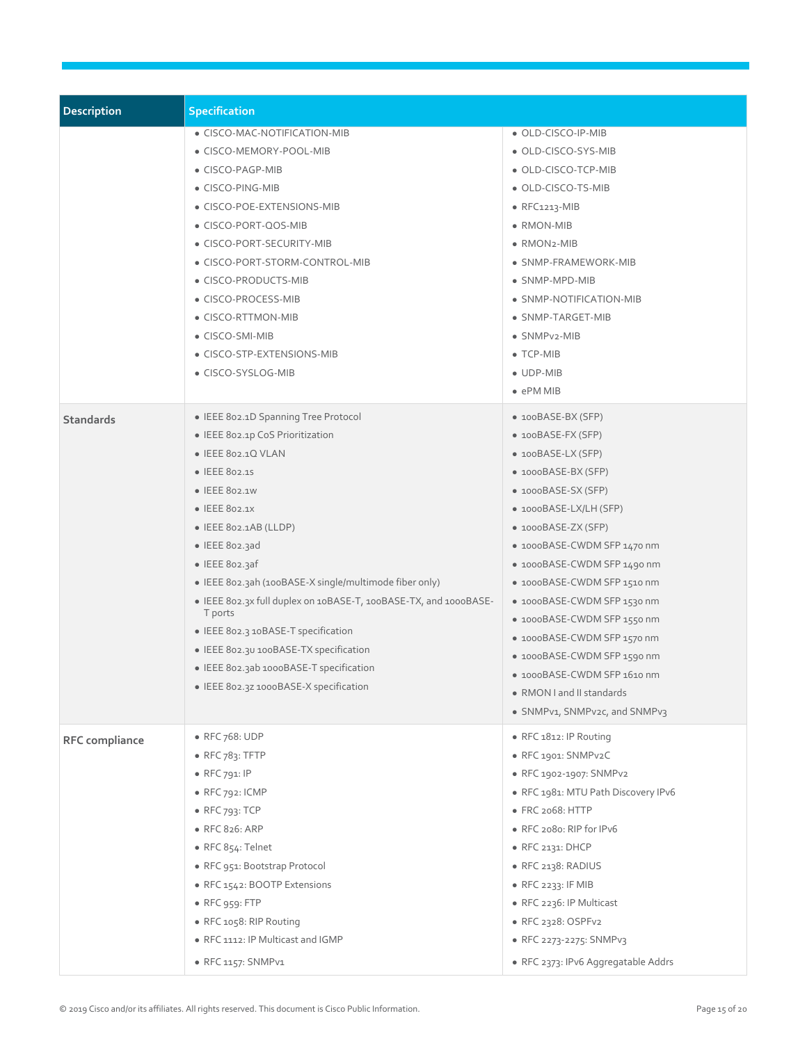| Description | Specification | |
|---|---|---|
| | • CISCO-MAC-NOTIFICATION-MIB<br>• CISCO-MEMORY-POOL-MIB<br>• CISCO-PAGP-MIB<br>• CISCO-PING-MIB<br>• CISCO-POE-EXTENSIONS-MIB<br>• CISCO-PORT-QOS-MIB<br>• CISCO-PORT-SECURITY-MIB<br>• CISCO-PORT-STORM-CONTROL-MIB<br>• CISCO-PRODUCTS-MIB<br>• CISCO-PROCESS-MIB<br>• CISCO-RTTMON-MIB<br>• CISCO-SMI-MIB<br>• CISCO-STP-EXTENSIONS-MIB<br>• CISCO-SYSLOG-MIB | • OLD-CISCO-IP-MIB<br>• OLD-CISCO-SYS-MIB<br>• OLD-CISCO-TCP-MIB<br>• OLD-CISCO-TS-MIB<br>• RFC1213-MIB<br>• RMON-MIB<br>• RMON2-MIB<br>• SNMP-FRAMEWORK-MIB<br>• SNMP-MPD-MIB<br>• SNMP-NOTIFICATION-MIB<br>• SNMP-TARGET-MIB<br>• SNMPv2-MIB<br>• TCP-MIB<br>• UDP-MIB<br>• ePM MIB |
| **Standards** | • IEEE 802.1D Spanning Tree Protocol<br>• IEEE 802.1p CoS Prioritization<br>• IEEE 802.1Q VLAN<br>• IEEE 802.1s<br>• IEEE 802.1w<br>• IEEE 802.1x<br>• IEEE 802.1AB (LLDP)<br>• IEEE 802.3ad<br>• IEEE 802.3af<br>• IEEE 802.3ah (100BASE-X single/multimode fiber only)<br>• IEEE 802.3x full duplex on 10BASE-T, 100BASE-TX, and 1000BASE-T ports<br>• IEEE 802.3 10BASE-T specification<br>• IEEE 802.3u 100BASE-TX specification<br>• IEEE 802.3ab 1000BASE-T specification<br>• IEEE 802.3z 1000BASE-X specification | • 100BASE-BX (SFP)<br>• 100BASE-FX (SFP)<br>• 100BASE-LX (SFP)<br>• 1000BASE-BX (SFP)<br>• 1000BASE-SX (SFP)<br>• 1000BASE-LX/LH (SFP)<br>• 1000BASE-ZX (SFP)<br>• 1000BASE-CWDM SFP 1470 nm<br>• 1000BASE-CWDM SFP 1490 nm<br>• 1000BASE-CWDM SFP 1510 nm<br>• 1000BASE-CWDM SFP 1530 nm<br>• 1000BASE-CWDM SFP 1550 nm<br>• 1000BASE-CWDM SFP 1570 nm<br>• 1000BASE-CWDM SFP 1590 nm<br>• 1000BASE-CWDM SFP 1610 nm<br>• RMON I and II standards<br>• SNMPv1, SNMPv2c, and SNMPv3 |
| **RFC compliance** | • RFC 768: UDP<br>• RFC 783: TFTP<br>• RFC 791: IP<br>• RFC 792: ICMP<br>• RFC 793: TCP<br>• RFC 826: ARP<br>• RFC 854: Telnet<br>• RFC 951: Bootstrap Protocol<br>• RFC 1542: BOOTP Extensions<br>• RFC 959: FTP<br>• RFC 1058: RIP Routing<br>• RFC 1112: IP Multicast and IGMP<br>• RFC 1157: SNMPv1 | • RFC 1812: IP Routing<br>• RFC 1901: SNMPv2C<br>• RFC 1902-1907: SNMPv2<br>• RFC 1981: MTU Path Discovery IPv6<br>• FRC 2068: HTTP<br>• RFC 2080: RIP for IPv6<br>• RFC 2131: DHCP<br>• RFC 2138: RADIUS<br>• RFC 2233: IF MIB<br>• RFC 2236: IP Multicast<br>• RFC 2328: OSPFv2<br>• RFC 2273-2275: SNMPv3<br>• RFC 2373: IPv6 Aggregatable Addrs |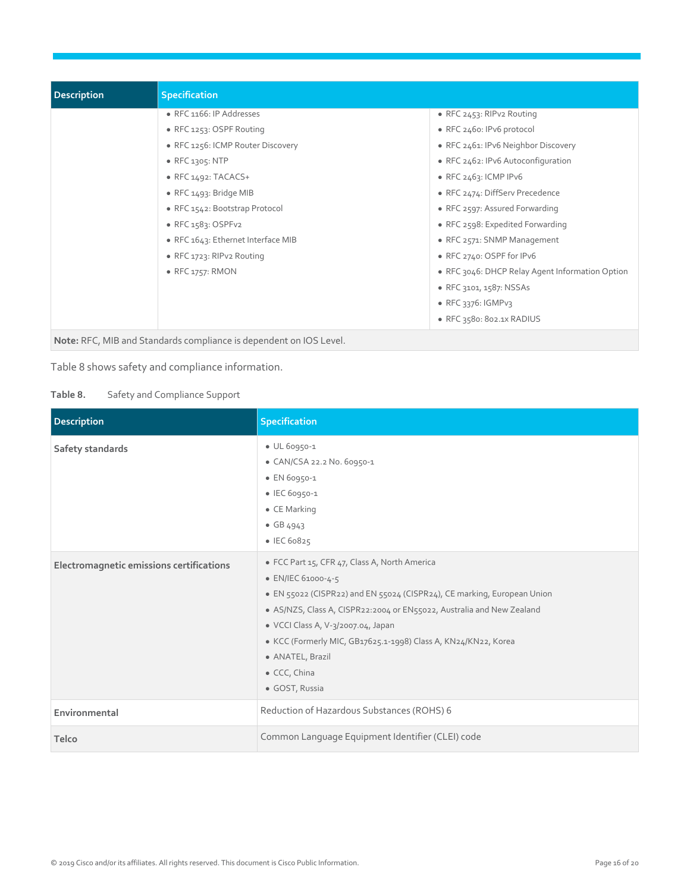| Description | Specification | |
|---|---|---|
| | • RFC 1166: IP Addresses<br>• RFC 1253: OSPF Routing<br>• RFC 1256: ICMP Router Discovery<br>• RFC 1305: NTP<br>• RFC 1492: TACACS+<br>• RFC 1493: Bridge MIB<br>• RFC 1542: Bootstrap Protocol<br>• RFC 1583: OSPFv2<br>• RFC 1643: Ethernet Interface MIB<br>• RFC 1723: RIPv2 Routing<br>• RFC 1757: RMON | • RFC 2453: RIPv2 Routing<br>• RFC 2460: IPv6 protocol<br>• RFC 2461: IPv6 Neighbor Discovery<br>• RFC 2462: IPv6 Autoconfiguration<br>• RFC 2463: ICMP IPv6<br>• RFC 2474: DiffServ Precedence<br>• RFC 2597: Assured Forwarding<br>• RFC 2598: Expedited Forwarding<br>• RFC 2571: SNMP Management<br>• RFC 2740: OSPF for IPv6<br>• RFC 3046: DHCP Relay Agent Information Option<br>• RFC 3101, 1587: NSSAs<br>• RFC 3376: IGMPv3<br>• RFC 3580: 802.1x RADIUS |
| **Note:** RFC, MIB and Standards compliance is dependent on IOS Level. | | |

Table 8 shows safety and compliance information.

**Table 8.** Safety and Compliance Support

| Description | Specification |
|---|---|
| **Safety standards** | • UL 60950-1<br>• CAN/CSA 22.2 No. 60950-1<br>• EN 60950-1<br>• IEC 60950-1<br>• CE Marking<br>• GB 4943<br>• IEC 60825 |
| **Electromagnetic emissions certifications** | • FCC Part 15, CFR 47, Class A, North America<br>• EN/IEC 61000-4-5<br>• EN 55022 (CISPR22) and EN 55024 (CISPR24), CE marking, European Union<br>• AS/NZS, Class A, CISPR22:2004 or EN55022, Australia and New Zealand<br>• VCCI Class A, V-3/2007.04, Japan<br>• KCC (Formerly MIC, GB17625.1-1998) Class A, KN24/KN22, Korea<br>• ANATEL, Brazil<br>• CCC, China<br>• GOST, Russia |
| **Environmental** | Reduction of Hazardous Substances (ROHS) 6 |
| **Telco** | Common Language Equipment Identifier (CLEI) code |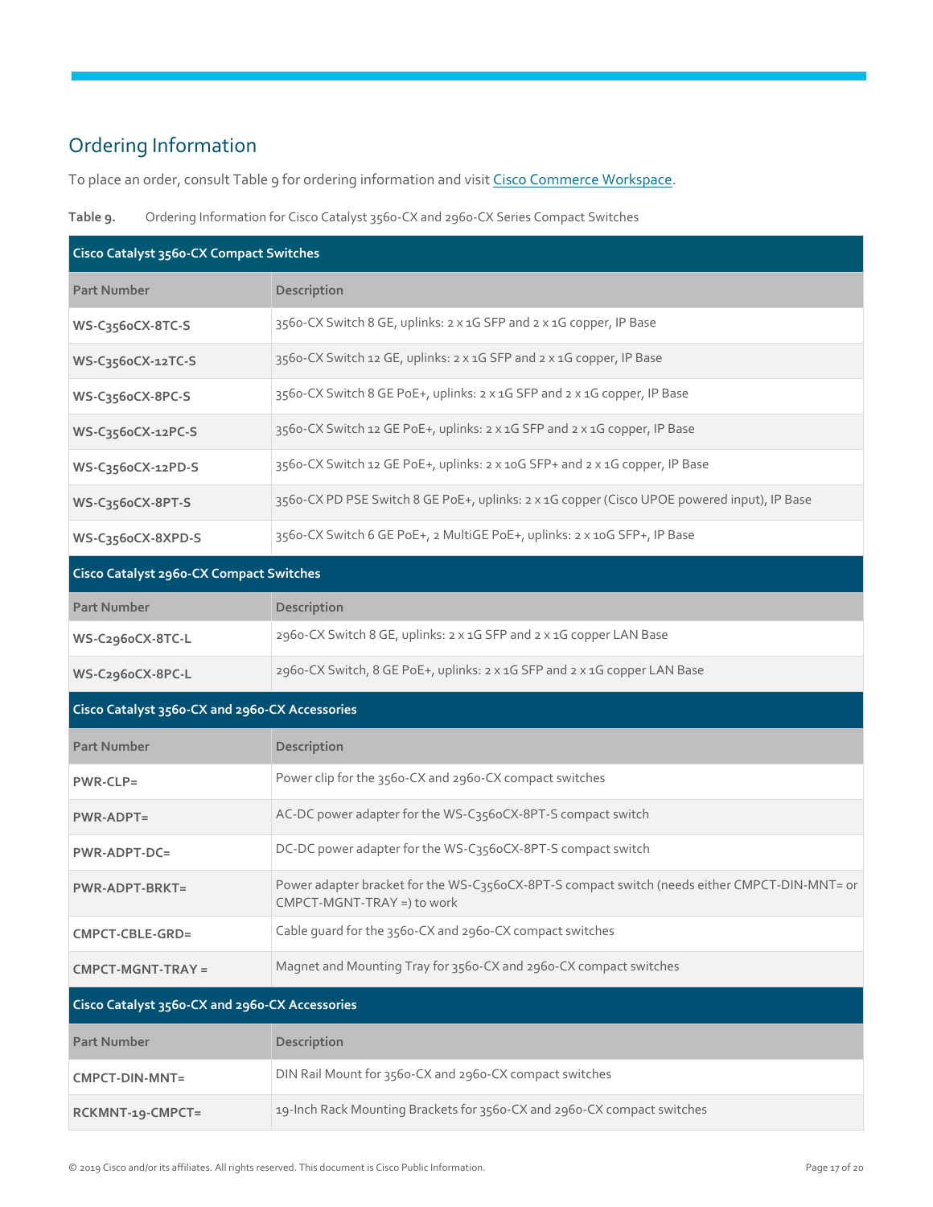## Ordering Information

To place an order, consult Table 9 for ordering information and visit Cisco Commerce Workspace.

**Table 9.** Ordering Information for Cisco Catalyst 3560-CX and 2960-CX Series Compact Switches

| **Cisco Catalyst 3560-CX Compact Switches** | |
|---|---|
| **Part Number** | **Description** |
| **WS-C3560CX-8TC-S** | 3560-CX Switch 8 GE, uplinks: 2 x 1G SFP and 2 x 1G copper, IP Base |
| **WS-C3560CX-12TC-S** | 3560-CX Switch 12 GE, uplinks: 2 x 1G SFP and 2 x 1G copper, IP Base |
| **WS-C3560CX-8PC-S** | 3560-CX Switch 8 GE PoE+, uplinks: 2 x 1G SFP and 2 x 1G copper, IP Base |
| **WS-C3560CX-12PC-S** | 3560-CX Switch 12 GE PoE+, uplinks: 2 x 1G SFP and 2 x 1G copper, IP Base |
| **WS-C3560CX-12PD-S** | 3560-CX Switch 12 GE PoE+, uplinks: 2 x 10G SFP+ and 2 x 1G copper, IP Base |
| **WS-C3560CX-8PT-S** | 3560-CX PD PSE Switch 8 GE PoE+, uplinks: 2 x 1G copper (Cisco UPOE powered input), IP Base |
| **WS-C3560CX-8XPD-S** | 3560-CX Switch 6 GE PoE+, 2 MultiGE PoE+, uplinks: 2 x 10G SFP+, IP Base |
| **Cisco Catalyst 2960-CX Compact Switches** | |
| **Part Number** | **Description** |
| **WS-C2960CX-8TC-L** | 2960-CX Switch 8 GE, uplinks: 2 x 1G SFP and 2 x 1G copper LAN Base |
| **WS-C2960CX-8PC-L** | 2960-CX Switch, 8 GE PoE+, uplinks: 2 x 1G SFP and 2 x 1G copper LAN Base |
| **Cisco Catalyst 3560-CX and 2960-CX Accessories** | |
| **Part Number** | **Description** |
| **PWR-CLP=** | Power clip for the 3560-CX and 2960-CX compact switches |
| **PWR-ADPT=** | AC-DC power adapter for the WS-C3560CX-8PT-S compact switch |
| **PWR-ADPT-DC=** | DC-DC power adapter for the WS-C3560CX-8PT-S compact switch |
| **PWR-ADPT-BRKT=** | Power adapter bracket for the WS-C3560CX-8PT-S compact switch (needs either CMPCT-DIN-MNT= or CMPCT-MGNT-TRAY =) to work |
| **CMPCT-CBLE-GRD=** | Cable guard for the 3560-CX and 2960-CX compact switches |
| **CMPCT-MGNT-TRAY =** | Magnet and Mounting Tray for 3560-CX and 2960-CX compact switches |
| **Cisco Catalyst 3560-CX and 2960-CX Accessories** | |
| **Part Number** | **Description** |
| **CMPCT-DIN-MNT=** | DIN Rail Mount for 3560-CX and 2960-CX compact switches |
| **RCKMNT-19-CMPCT=** | 19-Inch Rack Mounting Brackets for 3560-CX and 2960-CX compact switches |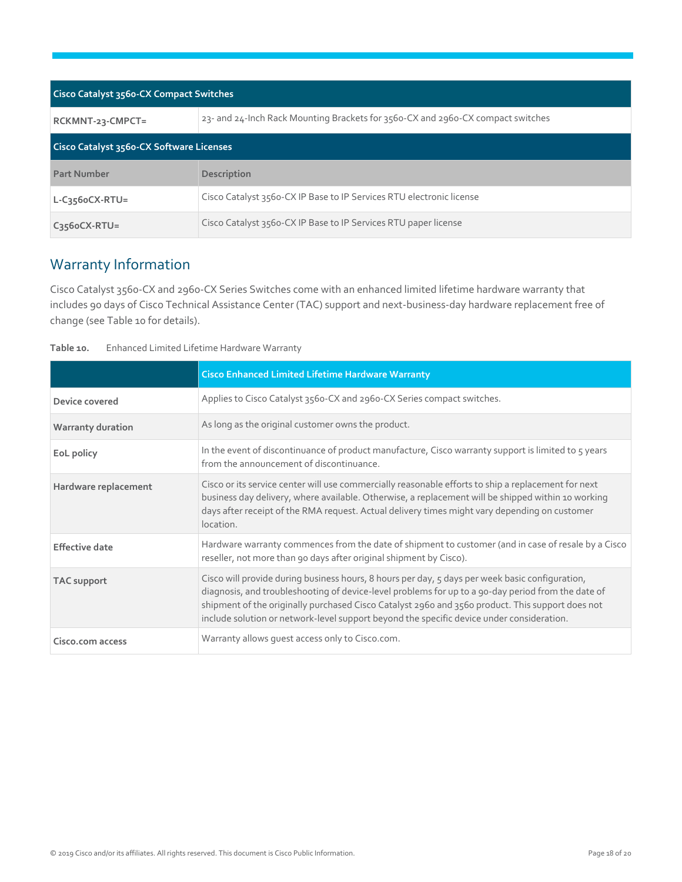| Cisco Catalyst 3560-CX Compact Switches | |
| --- | --- |
| **RCKMNT-23-CMPCT=** | 23- and 24-Inch Rack Mounting Brackets for 3560-CX and 2960-CX compact switches |

| Cisco Catalyst 3560-CX Software Licenses | |
| --- | --- |
| **Part Number** | **Description** |
| **L-C3560CX-RTU=** | Cisco Catalyst 3560-CX IP Base to IP Services RTU electronic license |
| **C3560CX-RTU=** | Cisco Catalyst 3560-CX IP Base to IP Services RTU paper license |

## Warranty Information

Cisco Catalyst 3560-CX and 2960-CX Series Switches come with an enhanced limited lifetime hardware warranty that includes 90 days of Cisco Technical Assistance Center (TAC) support and next-business-day hardware replacement free of change (see Table 10 for details).

**Table 10.** Enhanced Limited Lifetime Hardware Warranty

| | Cisco Enhanced Limited Lifetime Hardware Warranty |
| --- | --- |
| **Device covered** | Applies to Cisco Catalyst 3560-CX and 2960-CX Series compact switches. |
| **Warranty duration** | As long as the original customer owns the product. |
| **EoL policy** | In the event of discontinuance of product manufacture, Cisco warranty support is limited to 5 years from the announcement of discontinuance. |
| **Hardware replacement** | Cisco or its service center will use commercially reasonable efforts to ship a replacement for next business day delivery, where available. Otherwise, a replacement will be shipped within 10 working days after receipt of the RMA request. Actual delivery times might vary depending on customer location. |
| **Effective date** | Hardware warranty commences from the date of shipment to customer (and in case of resale by a Cisco reseller, not more than 90 days after original shipment by Cisco). |
| **TAC support** | Cisco will provide during business hours, 8 hours per day, 5 days per week basic configuration, diagnosis, and troubleshooting of device-level problems for up to a 90-day period from the date of shipment of the originally purchased Cisco Catalyst 2960 and 3560 product. This support does not include solution or network-level support beyond the specific device under consideration. |
| **Cisco.com access** | Warranty allows guest access only to Cisco.com. |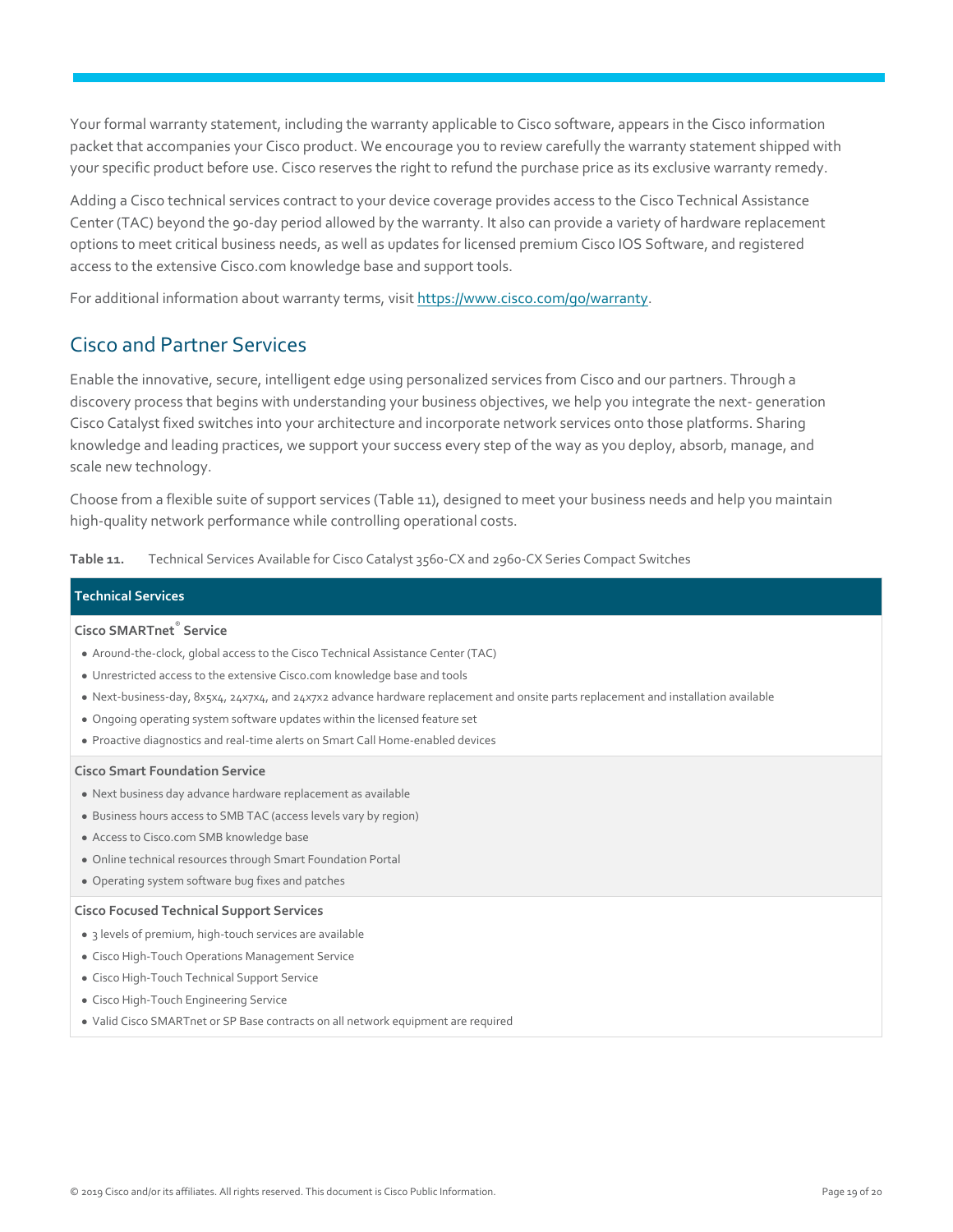Your formal warranty statement, including the warranty applicable to Cisco software, appears in the Cisco information packet that accompanies your Cisco product. We encourage you to review carefully the warranty statement shipped with your specific product before use. Cisco reserves the right to refund the purchase price as its exclusive warranty remedy.

Adding a Cisco technical services contract to your device coverage provides access to the Cisco Technical Assistance Center (TAC) beyond the 90-day period allowed by the warranty. It also can provide a variety of hardware replacement options to meet critical business needs, as well as updates for licensed premium Cisco IOS Software, and registered access to the extensive Cisco.com knowledge base and support tools.

For additional information about warranty terms, visit https://www.cisco.com/go/warranty.

## Cisco and Partner Services

Enable the innovative, secure, intelligent edge using personalized services from Cisco and our partners. Through a discovery process that begins with understanding your business objectives, we help you integrate the next- generation Cisco Catalyst fixed switches into your architecture and incorporate network services onto those platforms. Sharing knowledge and leading practices, we support your success every step of the way as you deploy, absorb, manage, and scale new technology.

Choose from a flexible suite of support services (Table 11), designed to meet your business needs and help you maintain high-quality network performance while controlling operational costs.

**Table 11.** Technical Services Available for Cisco Catalyst 3560-CX and 2960-CX Series Compact Switches

| Technical Services |
| --- |
| **Cisco SMARTnet® Service**<br>• Around-the-clock, global access to the Cisco Technical Assistance Center (TAC)<br>• Unrestricted access to the extensive Cisco.com knowledge base and tools<br>• Next-business-day, 8x5x4, 24x7x4, and 24x7x2 advance hardware replacement and onsite parts replacement and installation available<br>• Ongoing operating system software updates within the licensed feature set<br>• Proactive diagnostics and real-time alerts on Smart Call Home-enabled devices |
| **Cisco Smart Foundation Service**<br>• Next business day advance hardware replacement as available<br>• Business hours access to SMB TAC (access levels vary by region)<br>• Access to Cisco.com SMB knowledge base<br>• Online technical resources through Smart Foundation Portal<br>• Operating system software bug fixes and patches |
| **Cisco Focused Technical Support Services**<br>• 3 levels of premium, high-touch services are available<br>• Cisco High-Touch Operations Management Service<br>• Cisco High-Touch Technical Support Service<br>• Cisco High-Touch Engineering Service<br>• Valid Cisco SMARTnet or SP Base contracts on all network equipment are required |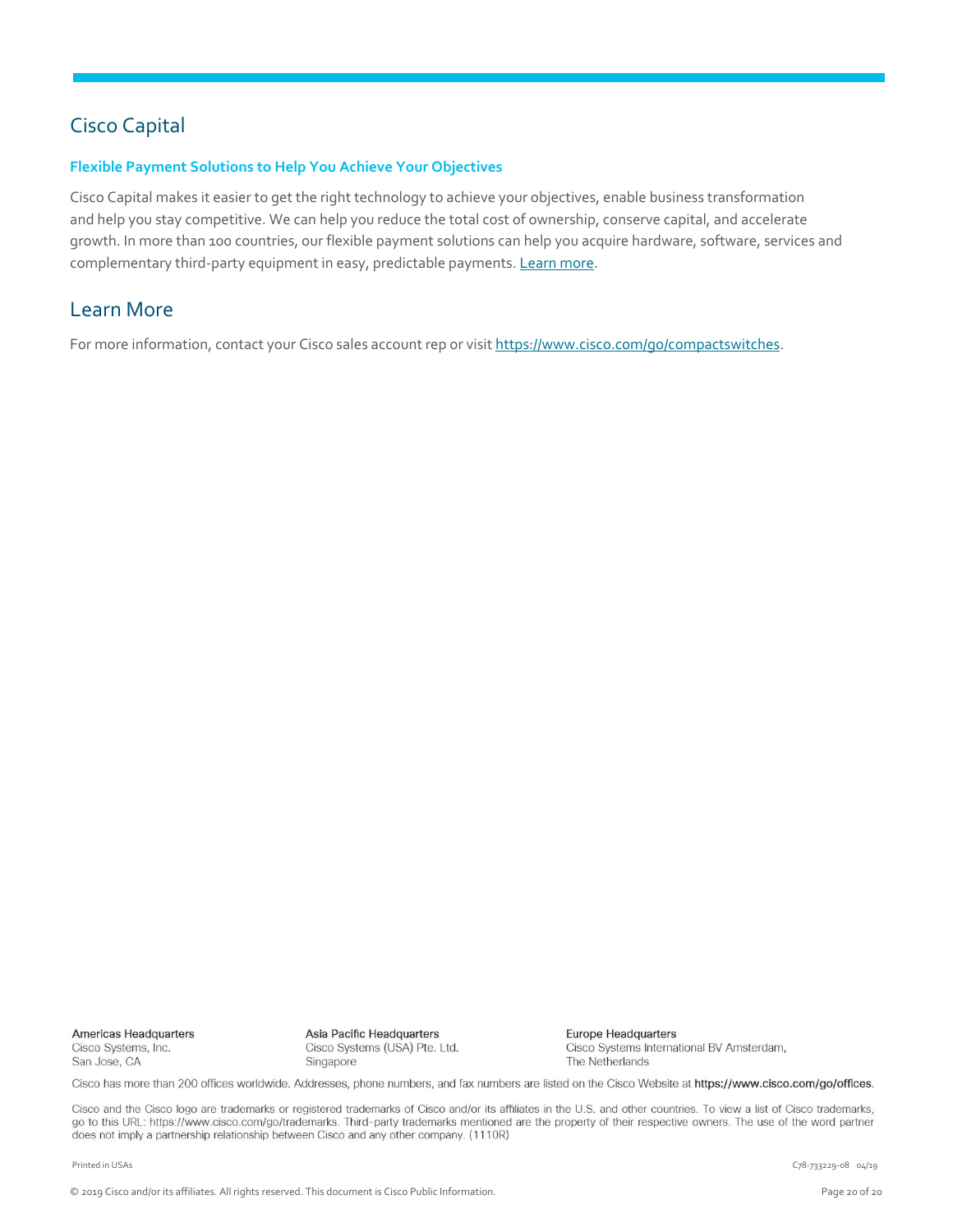## Cisco Capital

### Flexible Payment Solutions to Help You Achieve Your Objectives

Cisco Capital makes it easier to get the right technology to achieve your objectives, enable business transformation and help you stay competitive. We can help you reduce the total cost of ownership, conserve capital, and accelerate growth. In more than 100 countries, our flexible payment solutions can help you acquire hardware, software, services and complementary third-party equipment in easy, predictable payments. [Learn more](#).

## Learn More

For more information, contact your Cisco sales account rep or visit [https://www.cisco.com/go/compactswitches](https://www.cisco.com/go/compactswitches).

**Americas Headquarters**
Cisco Systems, Inc.
San Jose, CA

**Asia Pacific Headquarters**
Cisco Systems (USA) Pte. Ltd.
Singapore

**Europe Headquarters**
Cisco Systems International BV Amsterdam,
The Netherlands

Cisco has more than 200 offices worldwide. Addresses, phone numbers, and fax numbers are listed on the Cisco Website at **https://www.cisco.com/go/offices**.

Cisco and the Cisco logo are trademarks or registered trademarks of Cisco and/or its affiliates in the U.S. and other countries. To view a list of Cisco trademarks, go to this URL: https://www.cisco.com/go/trademarks. Third-party trademarks mentioned are the property of their respective owners. The use of the word partner does not imply a partnership relationship between Cisco and any other company. (1110R)

Printed in USA    C78-733229-08 04/19

© 2019 Cisco and/or its affiliates. All rights reserved. This document is Cisco Public Information.